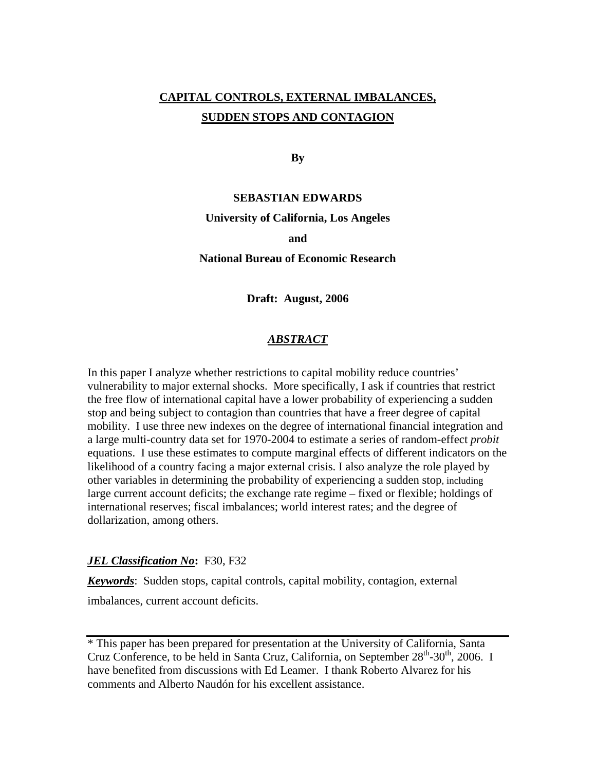# CAPITAL CONTROLS, EXTERNAL IMBALANCES, SUDDEN STOPS AND CONTAGION

**By**

**SEBASTIAN EDWARDS**

**University of California, Los Angeles**

**and**

**National Bureau of Economic Research**

**Draft: August, 2006**

## *ABSTRACT*

In this paper I analyze whether restrictions to capital mobility reduce countries' vulnerability to major external shocks. More specifically, I ask if countries that restrict the free flow of international capital have a lower probability of experiencing a sudden stop and being subject to contagion than countries that have a freer degree of capital mobility. I use three new indexes on the degree of international financial integration and a large multi-country data set for 1970-2004 to estimate a series of random-effect *probit* equations. I use these estimates to compute marginal effects of different indicators on the likelihood of a country facing a major external crisis. I also analyze the role played by other variables in determining the probability of experiencing a sudden stop, including large current account deficits; the exchange rate regime – fixed or flexible; holdings of international reserves; fiscal imbalances; world interest rates; and the degree of dollarization, among others.

***JEL Classification No*:** F30, F32

***Keywords***: Sudden stops, capital controls, capital mobility, contagion, external imbalances, current account deficits.

---

* This paper has been prepared for presentation at the University of California, Santa Cruz Conference, to be held in Santa Cruz, California, on September 28th-30th, 2006. I have benefited from discussions with Ed Leamer. I thank Roberto Alvarez for his comments and Alberto Naudón for his excellent assistance.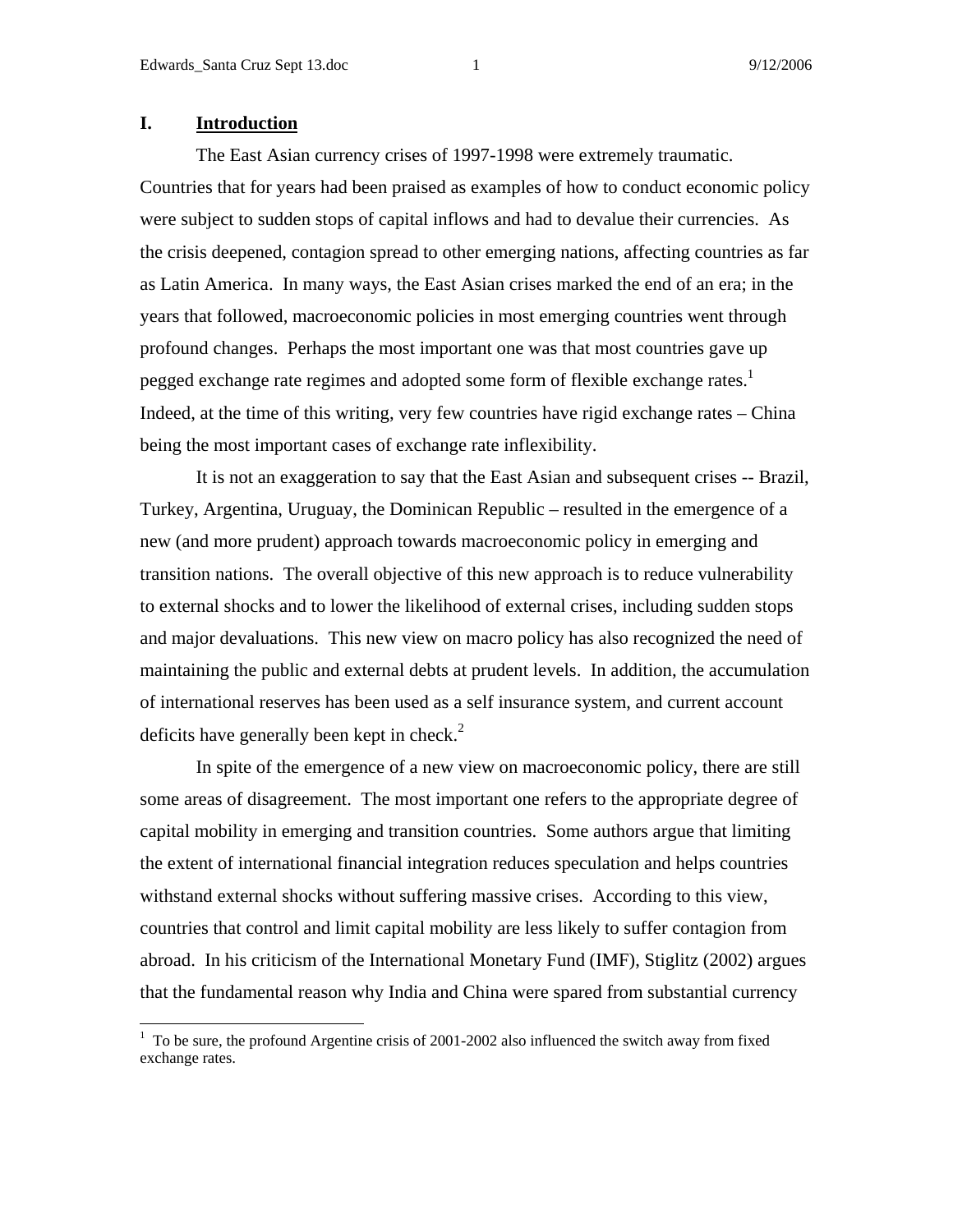## I. Introduction

The East Asian currency crises of 1997-1998 were extremely traumatic. Countries that for years had been praised as examples of how to conduct economic policy were subject to sudden stops of capital inflows and had to devalue their currencies. As the crisis deepened, contagion spread to other emerging nations, affecting countries as far as Latin America. In many ways, the East Asian crises marked the end of an era; in the years that followed, macroeconomic policies in most emerging countries went through profound changes. Perhaps the most important one was that most countries gave up pegged exchange rate regimes and adopted some form of flexible exchange rates.[1] Indeed, at the time of this writing, very few countries have rigid exchange rates – China being the most important cases of exchange rate inflexibility.

It is not an exaggeration to say that the East Asian and subsequent crises -- Brazil, Turkey, Argentina, Uruguay, the Dominican Republic – resulted in the emergence of a new (and more prudent) approach towards macroeconomic policy in emerging and transition nations. The overall objective of this new approach is to reduce vulnerability to external shocks and to lower the likelihood of external crises, including sudden stops and major devaluations. This new view on macro policy has also recognized the need of maintaining the public and external debts at prudent levels. In addition, the accumulation of international reserves has been used as a self insurance system, and current account deficits have generally been kept in check.[2]

In spite of the emergence of a new view on macroeconomic policy, there are still some areas of disagreement. The most important one refers to the appropriate degree of capital mobility in emerging and transition countries. Some authors argue that limiting the extent of international financial integration reduces speculation and helps countries withstand external shocks without suffering massive crises. According to this view, countries that control and limit capital mobility are less likely to suffer contagion from abroad. In his criticism of the International Monetary Fund (IMF), Stiglitz (2002) argues that the fundamental reason why India and China were spared from substantial currency

[1] To be sure, the profound Argentine crisis of 2001-2002 also influenced the switch away from fixed exchange rates.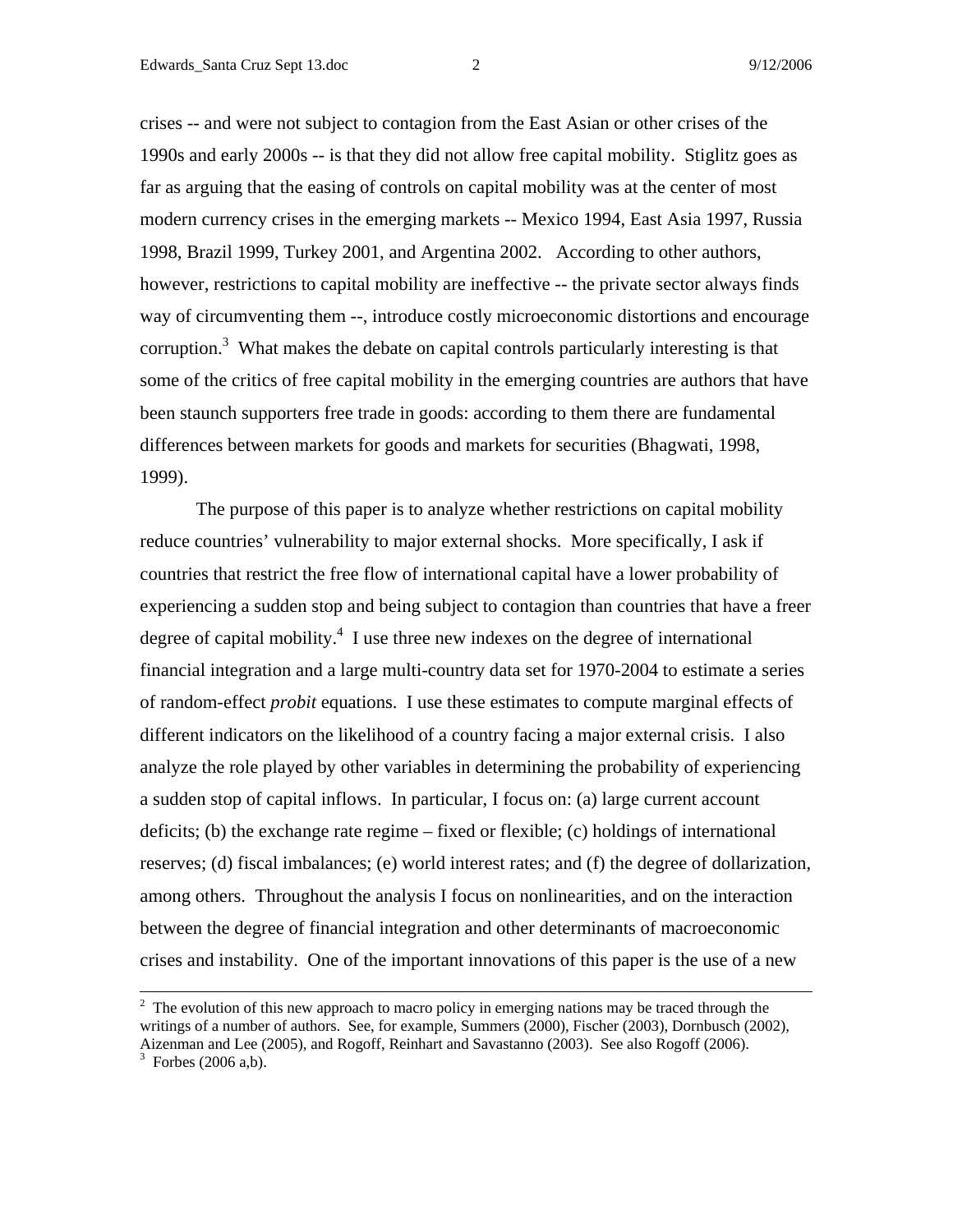crises -- and were not subject to contagion from the East Asian or other crises of the 1990s and early 2000s -- is that they did not allow free capital mobility. Stiglitz goes as far as arguing that the easing of controls on capital mobility was at the center of most modern currency crises in the emerging markets -- Mexico 1994, East Asia 1997, Russia 1998, Brazil 1999, Turkey 2001, and Argentina 2002. According to other authors, however, restrictions to capital mobility are ineffective -- the private sector always finds way of circumventing them --, introduce costly microeconomic distortions and encourage corruption.[3] What makes the debate on capital controls particularly interesting is that some of the critics of free capital mobility in the emerging countries are authors that have been staunch supporters free trade in goods: according to them there are fundamental differences between markets for goods and markets for securities (Bhagwati, 1998, 1999).

The purpose of this paper is to analyze whether restrictions on capital mobility reduce countries' vulnerability to major external shocks. More specifically, I ask if countries that restrict the free flow of international capital have a lower probability of experiencing a sudden stop and being subject to contagion than countries that have a freer degree of capital mobility.[4] I use three new indexes on the degree of international financial integration and a large multi-country data set for 1970-2004 to estimate a series of random-effect *probit* equations. I use these estimates to compute marginal effects of different indicators on the likelihood of a country facing a major external crisis. I also analyze the role played by other variables in determining the probability of experiencing a sudden stop of capital inflows. In particular, I focus on: (a) large current account deficits; (b) the exchange rate regime – fixed or flexible; (c) holdings of international reserves; (d) fiscal imbalances; (e) world interest rates; and (f) the degree of dollarization, among others. Throughout the analysis I focus on nonlinearities, and on the interaction between the degree of financial integration and other determinants of macroeconomic crises and instability. One of the important innovations of this paper is the use of a new

---

[2] The evolution of this new approach to macro policy in emerging nations may be traced through the writings of a number of authors. See, for example, Summers (2000), Fischer (2003), Dornbusch (2002), Aizenman and Lee (2005), and Rogoff, Reinhart and Savastanno (2003). See also Rogoff (2006).

[3] Forbes (2006 a,b).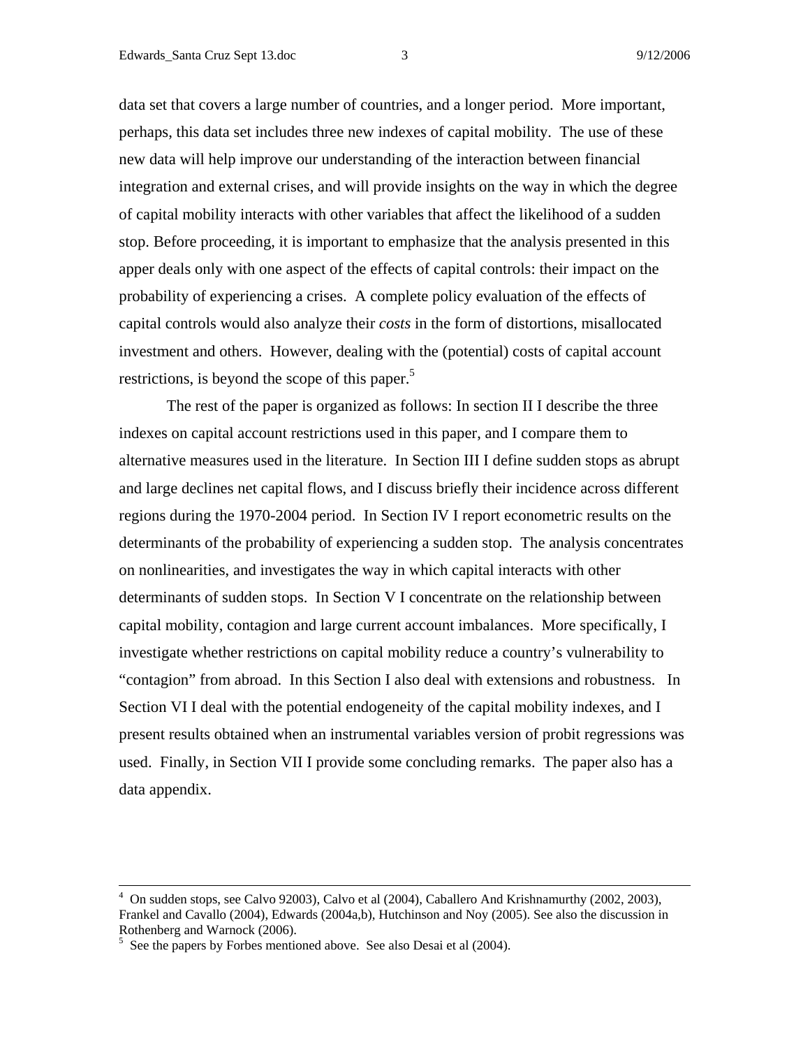data set that covers a large number of countries, and a longer period. More important, perhaps, this data set includes three new indexes of capital mobility. The use of these new data will help improve our understanding of the interaction between financial integration and external crises, and will provide insights on the way in which the degree of capital mobility interacts with other variables that affect the likelihood of a sudden stop. Before proceeding, it is important to emphasize that the analysis presented in this apper deals only with one aspect of the effects of capital controls: their impact on the probability of experiencing a crises. A complete policy evaluation of the effects of capital controls would also analyze their *costs* in the form of distortions, misallocated investment and others. However, dealing with the (potential) costs of capital account restrictions, is beyond the scope of this paper.[5]

The rest of the paper is organized as follows: In section II I describe the three indexes on capital account restrictions used in this paper, and I compare them to alternative measures used in the literature. In Section III I define sudden stops as abrupt and large declines net capital flows, and I discuss briefly their incidence across different regions during the 1970-2004 period. In Section IV I report econometric results on the determinants of the probability of experiencing a sudden stop. The analysis concentrates on nonlinearities, and investigates the way in which capital interacts with other determinants of sudden stops. In Section V I concentrate on the relationship between capital mobility, contagion and large current account imbalances. More specifically, I investigate whether restrictions on capital mobility reduce a country's vulnerability to "contagion" from abroad. In this Section I also deal with extensions and robustness. In Section VI I deal with the potential endogeneity of the capital mobility indexes, and I present results obtained when an instrumental variables version of probit regressions was used. Finally, in Section VII I provide some concluding remarks. The paper also has a data appendix.

---

[4] On sudden stops, see Calvo 92003), Calvo et al (2004), Caballero And Krishnamurthy (2002, 2003), Frankel and Cavallo (2004), Edwards (2004a,b), Hutchinson and Noy (2005). See also the discussion in Rothenberg and Warnock (2006).

[5] See the papers by Forbes mentioned above. See also Desai et al (2004).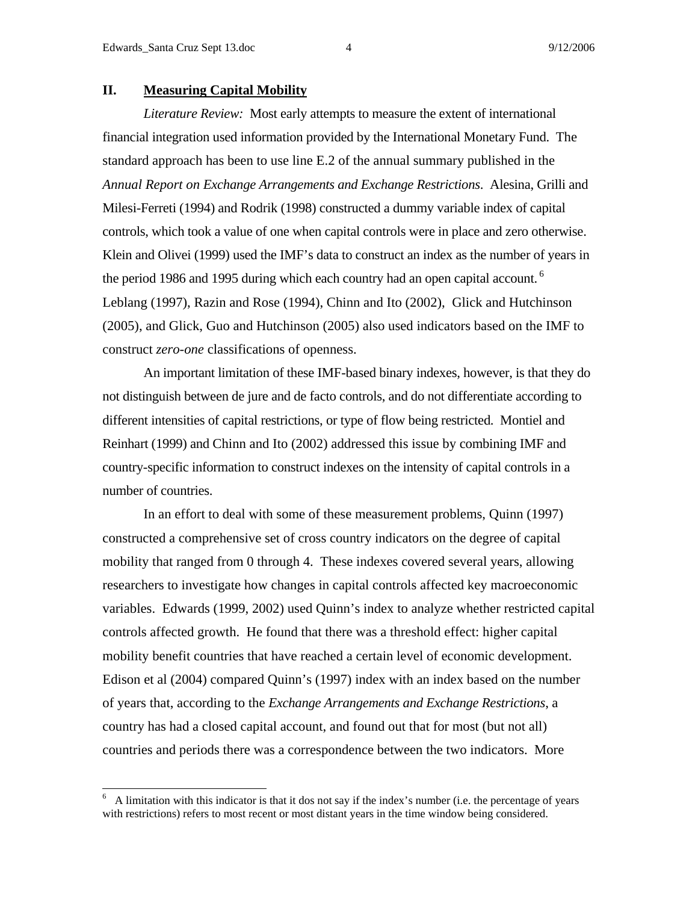## II. Measuring Capital Mobility

*Literature Review:* Most early attempts to measure the extent of international financial integration used information provided by the International Monetary Fund. The standard approach has been to use line E.2 of the annual summary published in the *Annual Report on Exchange Arrangements and Exchange Restrictions*. Alesina, Grilli and Milesi-Ferreti (1994) and Rodrik (1998) constructed a dummy variable index of capital controls, which took a value of one when capital controls were in place and zero otherwise. Klein and Olivei (1999) used the IMF's data to construct an index as the number of years in the period 1986 and 1995 during which each country had an open capital account. [6] Leblang (1997), Razin and Rose (1994), Chinn and Ito (2002), Glick and Hutchinson (2005), and Glick, Guo and Hutchinson (2005) also used indicators based on the IMF to construct *zero-one* classifications of openness.

An important limitation of these IMF-based binary indexes, however, is that they do not distinguish between de jure and de facto controls, and do not differentiate according to different intensities of capital restrictions, or type of flow being restricted. Montiel and Reinhart (1999) and Chinn and Ito (2002) addressed this issue by combining IMF and country-specific information to construct indexes on the intensity of capital controls in a number of countries.

In an effort to deal with some of these measurement problems, Quinn (1997) constructed a comprehensive set of cross country indicators on the degree of capital mobility that ranged from 0 through 4. These indexes covered several years, allowing researchers to investigate how changes in capital controls affected key macroeconomic variables. Edwards (1999, 2002) used Quinn's index to analyze whether restricted capital controls affected growth. He found that there was a threshold effect: higher capital mobility benefit countries that have reached a certain level of economic development. Edison et al (2004) compared Quinn's (1997) index with an index based on the number of years that, according to the *Exchange Arrangements and Exchange Restrictions*, a country has had a closed capital account, and found out that for most (but not all) countries and periods there was a correspondence between the two indicators. More

---

[6] A limitation with this indicator is that it dos not say if the index's number (i.e. the percentage of years with restrictions) refers to most recent or most distant years in the time window being considered.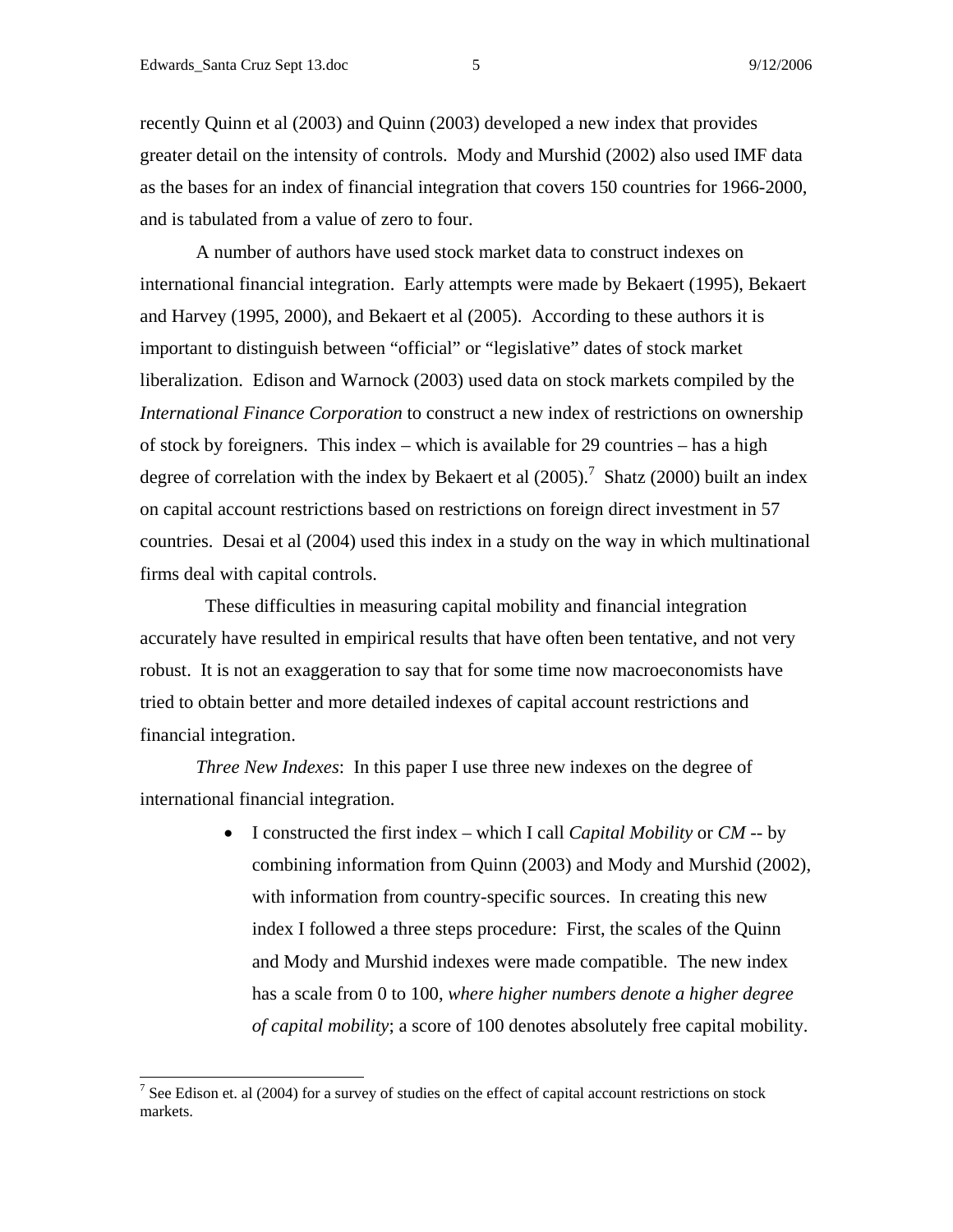recently Quinn et al (2003) and Quinn (2003) developed a new index that provides greater detail on the intensity of controls. Mody and Murshid (2002) also used IMF data as the bases for an index of financial integration that covers 150 countries for 1966-2000, and is tabulated from a value of zero to four.

A number of authors have used stock market data to construct indexes on international financial integration. Early attempts were made by Bekaert (1995), Bekaert and Harvey (1995, 2000), and Bekaert et al (2005). According to these authors it is important to distinguish between "official" or "legislative" dates of stock market liberalization. Edison and Warnock (2003) used data on stock markets compiled by the *International Finance Corporation* to construct a new index of restrictions on ownership of stock by foreigners. This index – which is available for 29 countries – has a high degree of correlation with the index by Bekaert et al (2005).[7] Shatz (2000) built an index on capital account restrictions based on restrictions on foreign direct investment in 57 countries. Desai et al (2004) used this index in a study on the way in which multinational firms deal with capital controls.

These difficulties in measuring capital mobility and financial integration accurately have resulted in empirical results that have often been tentative, and not very robust. It is not an exaggeration to say that for some time now macroeconomists have tried to obtain better and more detailed indexes of capital account restrictions and financial integration.

*Three New Indexes*: In this paper I use three new indexes on the degree of international financial integration.

- I constructed the first index – which I call *Capital Mobility* or *CM* -- by combining information from Quinn (2003) and Mody and Murshid (2002), with information from country-specific sources. In creating this new index I followed a three steps procedure: First, the scales of the Quinn and Mody and Murshid indexes were made compatible. The new index has a scale from 0 to 100, *where higher numbers denote a higher degree of capital mobility*; a score of 100 denotes absolutely free capital mobility.

[7] See Edison et. al (2004) for a survey of studies on the effect of capital account restrictions on stock markets.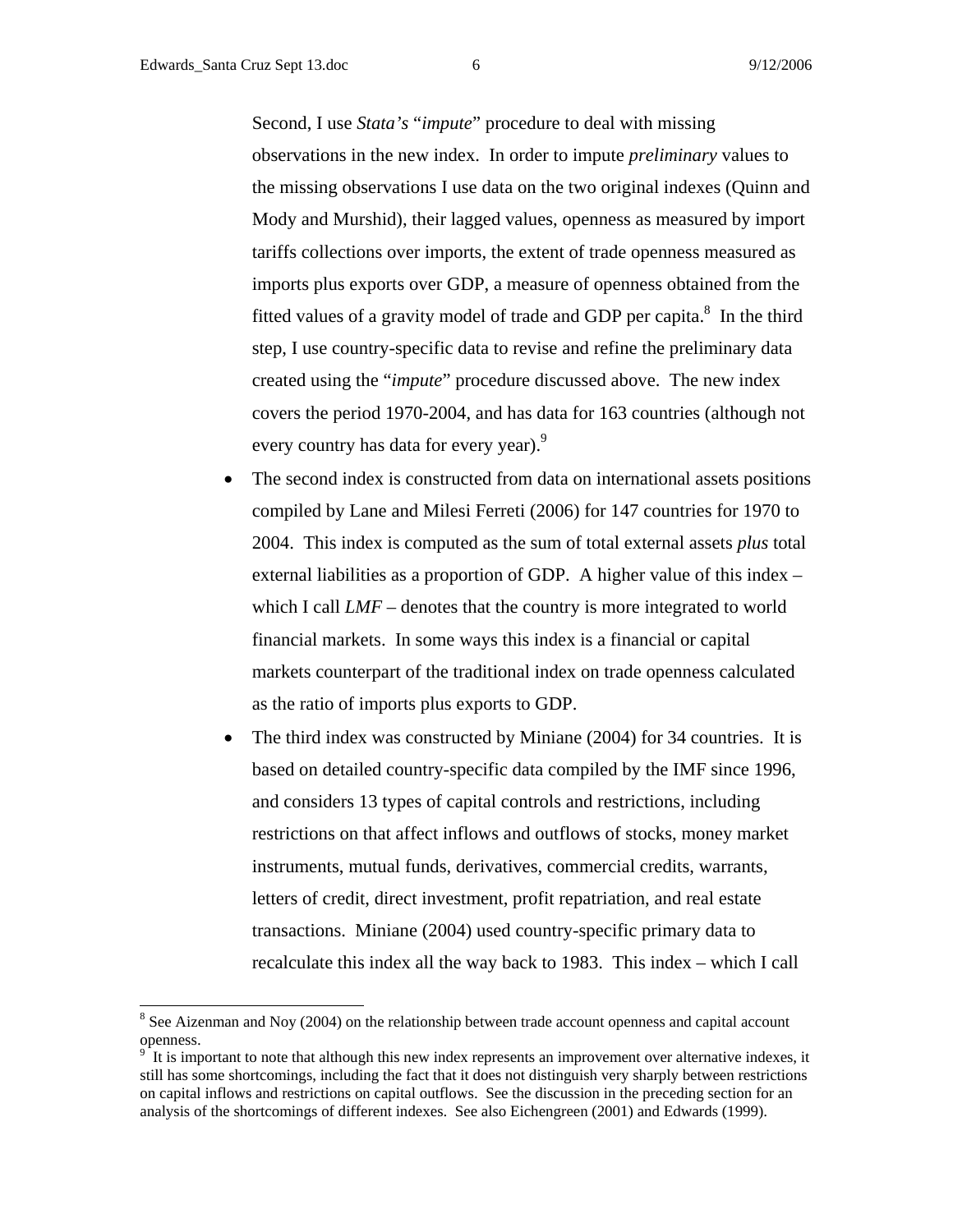Second, I use *Stata's* "*impute*" procedure to deal with missing observations in the new index. In order to impute *preliminary* values to the missing observations I use data on the two original indexes (Quinn and Mody and Murshid), their lagged values, openness as measured by import tariffs collections over imports, the extent of trade openness measured as imports plus exports over GDP, a measure of openness obtained from the fitted values of a gravity model of trade and GDP per capita.[8] In the third step, I use country-specific data to revise and refine the preliminary data created using the "*impute*" procedure discussed above. The new index covers the period 1970-2004, and has data for 163 countries (although not every country has data for every year).[9]

- The second index is constructed from data on international assets positions compiled by Lane and Milesi Ferreti (2006) for 147 countries for 1970 to 2004. This index is computed as the sum of total external assets *plus* total external liabilities as a proportion of GDP. A higher value of this index – which I call *LMF* – denotes that the country is more integrated to world financial markets. In some ways this index is a financial or capital markets counterpart of the traditional index on trade openness calculated as the ratio of imports plus exports to GDP.
- The third index was constructed by Miniane (2004) for 34 countries. It is based on detailed country-specific data compiled by the IMF since 1996, and considers 13 types of capital controls and restrictions, including restrictions on that affect inflows and outflows of stocks, money market instruments, mutual funds, derivatives, commercial credits, warrants, letters of credit, direct investment, profit repatriation, and real estate transactions. Miniane (2004) used country-specific primary data to recalculate this index all the way back to 1983. This index – which I call

---

[8] See Aizenman and Noy (2004) on the relationship between trade account openness and capital account openness.

[9] It is important to note that although this new index represents an improvement over alternative indexes, it still has some shortcomings, including the fact that it does not distinguish very sharply between restrictions on capital inflows and restrictions on capital outflows. See the discussion in the preceding section for an analysis of the shortcomings of different indexes. See also Eichengreen (2001) and Edwards (1999).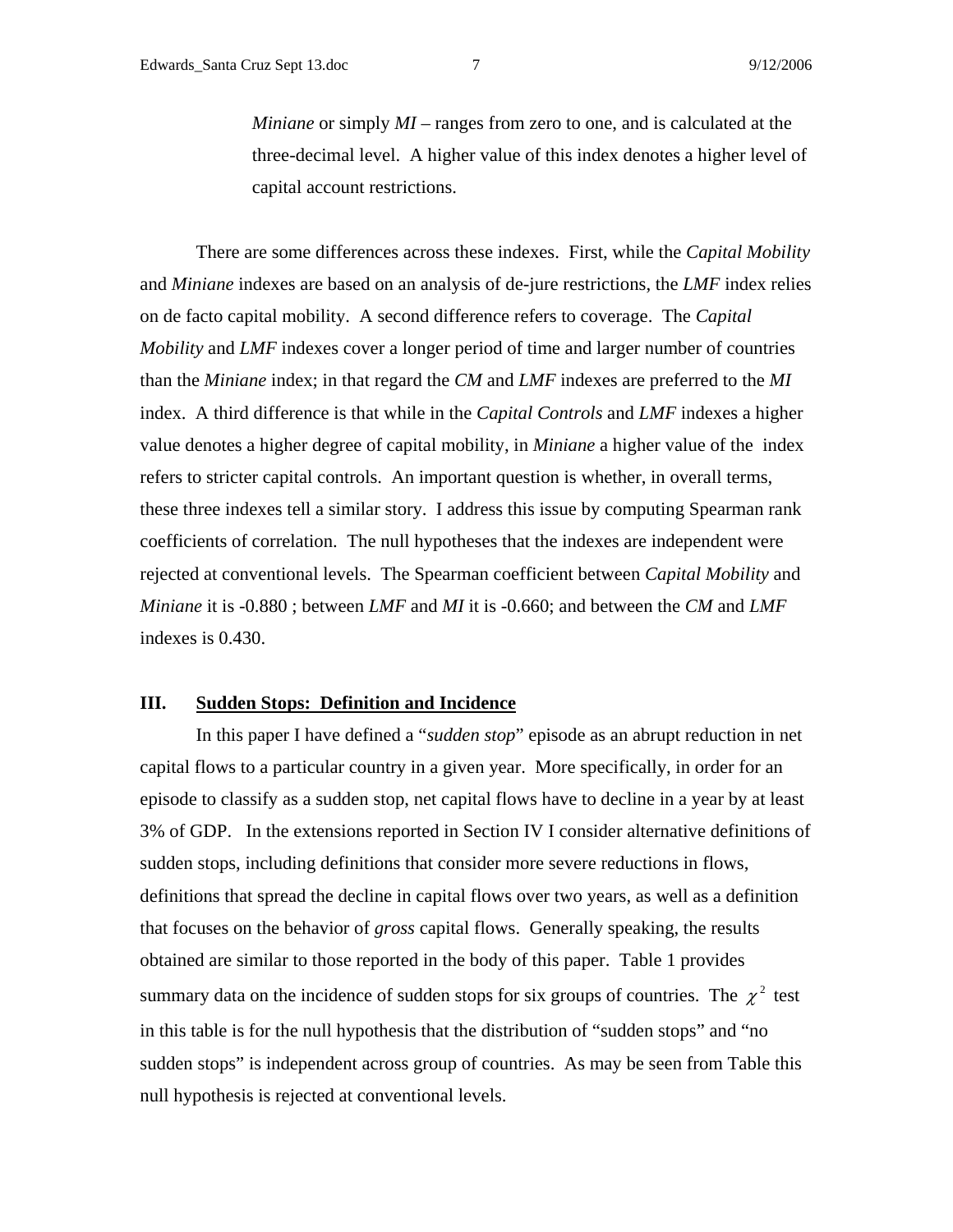*Miniane* or simply *MI* – ranges from zero to one, and is calculated at the three-decimal level. A higher value of this index denotes a higher level of capital account restrictions.

There are some differences across these indexes. First, while the *Capital Mobility* and *Miniane* indexes are based on an analysis of de-jure restrictions, the *LMF* index relies on de facto capital mobility. A second difference refers to coverage. The *Capital Mobility* and *LMF* indexes cover a longer period of time and larger number of countries than the *Miniane* index; in that regard the *CM* and *LMF* indexes are preferred to the *MI* index. A third difference is that while in the *Capital Controls* and *LMF* indexes a higher value denotes a higher degree of capital mobility, in *Miniane* a higher value of the index refers to stricter capital controls. An important question is whether, in overall terms, these three indexes tell a similar story. I address this issue by computing Spearman rank coefficients of correlation. The null hypotheses that the indexes are independent were rejected at conventional levels. The Spearman coefficient between *Capital Mobility* and *Miniane* it is -0.880 ; between *LMF* and *MI* it is -0.660; and between the *CM* and *LMF* indexes is 0.430.

## III. Sudden Stops: Definition and Incidence

In this paper I have defined a "*sudden stop*" episode as an abrupt reduction in net capital flows to a particular country in a given year. More specifically, in order for an episode to classify as a sudden stop, net capital flows have to decline in a year by at least 3% of GDP. In the extensions reported in Section IV I consider alternative definitions of sudden stops, including definitions that consider more severe reductions in flows, definitions that spread the decline in capital flows over two years, as well as a definition that focuses on the behavior of *gross* capital flows. Generally speaking, the results obtained are similar to those reported in the body of this paper. Table 1 provides summary data on the incidence of sudden stops for six groups of countries. The $\chi^2$ test in this table is for the null hypothesis that the distribution of "sudden stops" and "no sudden stops" is independent across group of countries. As may be seen from Table this null hypothesis is rejected at conventional levels.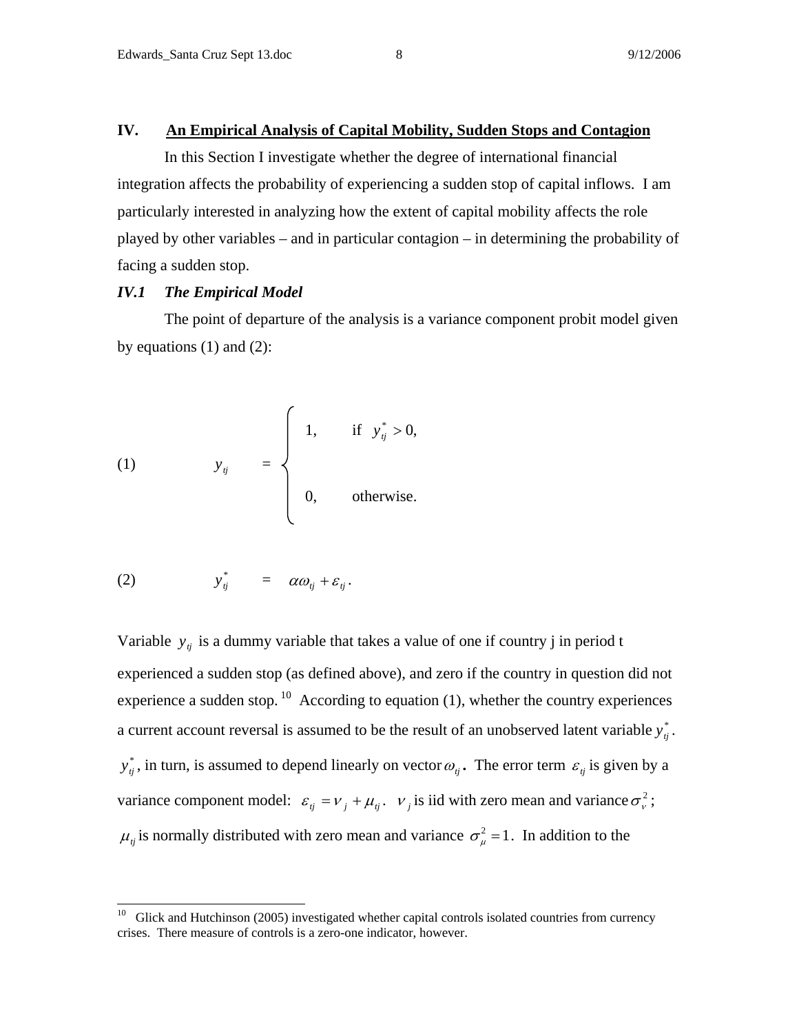## IV. An Empirical Analysis of Capital Mobility, Sudden Stops and Contagion

In this Section I investigate whether the degree of international financial integration affects the probability of experiencing a sudden stop of capital inflows. I am particularly interested in analyzing how the extent of capital mobility affects the role played by other variables – and in particular contagion – in determining the probability of facing a sudden stop.

### *IV.1 The Empirical Model*

The point of departure of the analysis is a variance component probit model given by equations (1) and (2):

$$
(1) \qquad y_{tj} = \begin{cases} 1, & \text{if } \; y_{tj}^{*} > 0, \\ 0, & \text{otherwise.} \end{cases}
$$

$$
(2) \qquad y_{tj}^{*} = \alpha \omega_{tj} + \varepsilon_{tj}.
$$

Variable $y_{tj}$ is a dummy variable that takes a value of one if country j in period t experienced a sudden stop (as defined above), and zero if the country in question did not experience a sudden stop.[10] According to equation (1), whether the country experiences a current account reversal is assumed to be the result of an unobserved latent variable $y_{tj}^{*}$. $y_{tj}^{*}$, in turn, is assumed to depend linearly on vector $\omega_{tj}$**.** The error term $\varepsilon_{tj}$ is given by a variance component model: $\varepsilon_{tj} = \nu_{j} + \mu_{tj}$. $\nu_{j}$ is iid with zero mean and variance $\sigma_{\nu}^{2}$; $\mu_{tj}$ is normally distributed with zero mean and variance $\sigma_{\mu}^{2} = 1$. In addition to the

---

[10] Glick and Hutchinson (2005) investigated whether capital controls isolated countries from currency crises. There measure of controls is a zero-one indicator, however.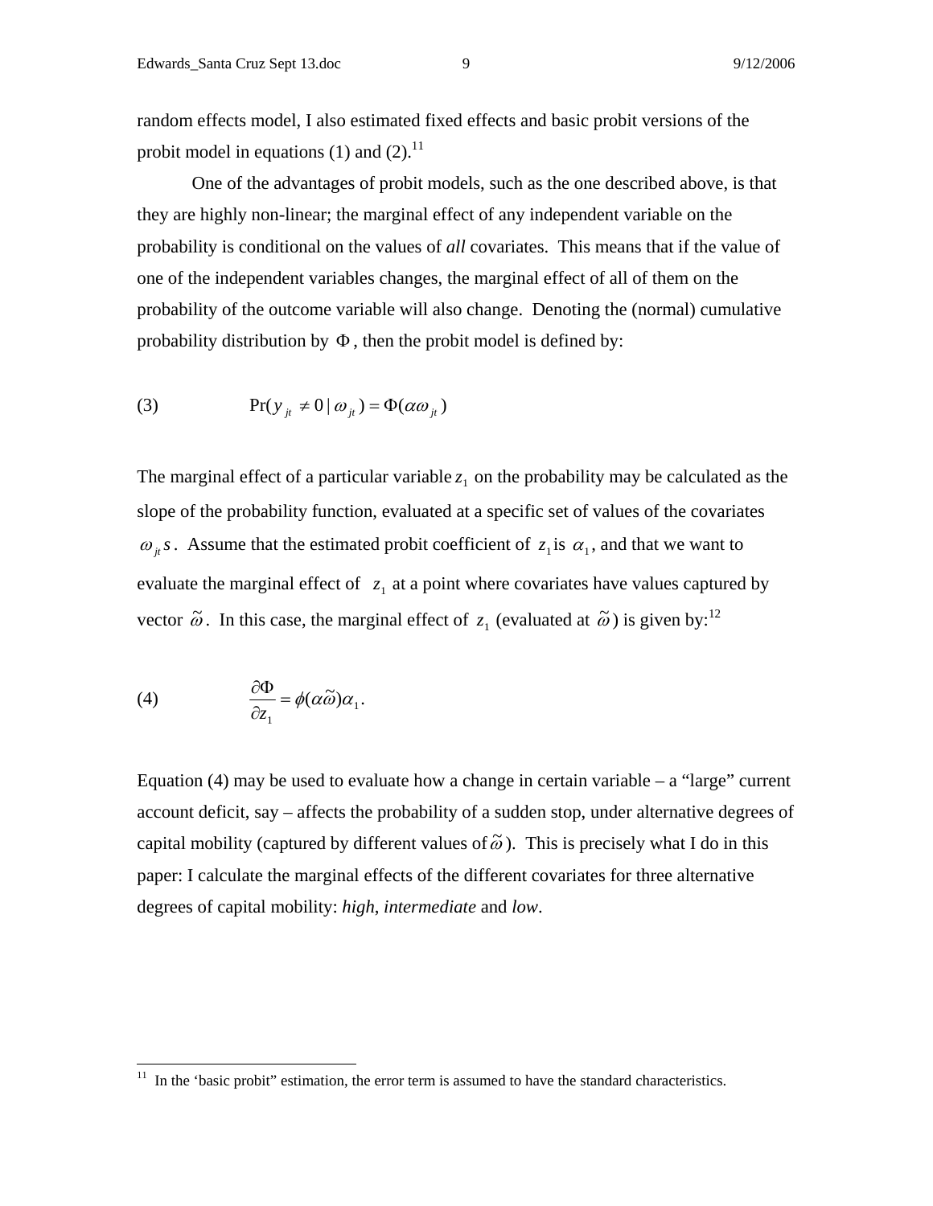random effects model, I also estimated fixed effects and basic probit versions of the probit model in equations (1) and (2).[11]

One of the advantages of probit models, such as the one described above, is that they are highly non-linear; the marginal effect of any independent variable on the probability is conditional on the values of *all* covariates. This means that if the value of one of the independent variables changes, the marginal effect of all of them on the probability of the outcome variable will also change. Denoting the (normal) cumulative probability distribution by $\Phi$, then the probit model is defined by:

$$\text{(3)} \qquad \Pr(y_{jt} \neq 0 \mid \omega_{jt}) = \Phi(\alpha\omega_{jt})$$

The marginal effect of a particular variable $z_1$ on the probability may be calculated as the slope of the probability function, evaluated at a specific set of values of the covariates $\omega_{jt}s$. Assume that the estimated probit coefficient of $z_1$ is $\alpha_1$, and that we want to evaluate the marginal effect of $z_1$ at a point where covariates have values captured by vector $\tilde{\omega}$. In this case, the marginal effect of $z_1$ (evaluated at $\tilde{\omega}$) is given by:[12]

$$\text{(4)} \qquad \frac{\partial \Phi}{\partial z_1} = \phi(\alpha\tilde{\omega})\alpha_1.$$

Equation (4) may be used to evaluate how a change in certain variable – a "large" current account deficit, say – affects the probability of a sudden stop, under alternative degrees of capital mobility (captured by different values of $\tilde{\omega}$). This is precisely what I do in this paper: I calculate the marginal effects of the different covariates for three alternative degrees of capital mobility: *high*, *intermediate* and *low*.

---

[11] In the 'basic probit" estimation, the error term is assumed to have the standard characteristics.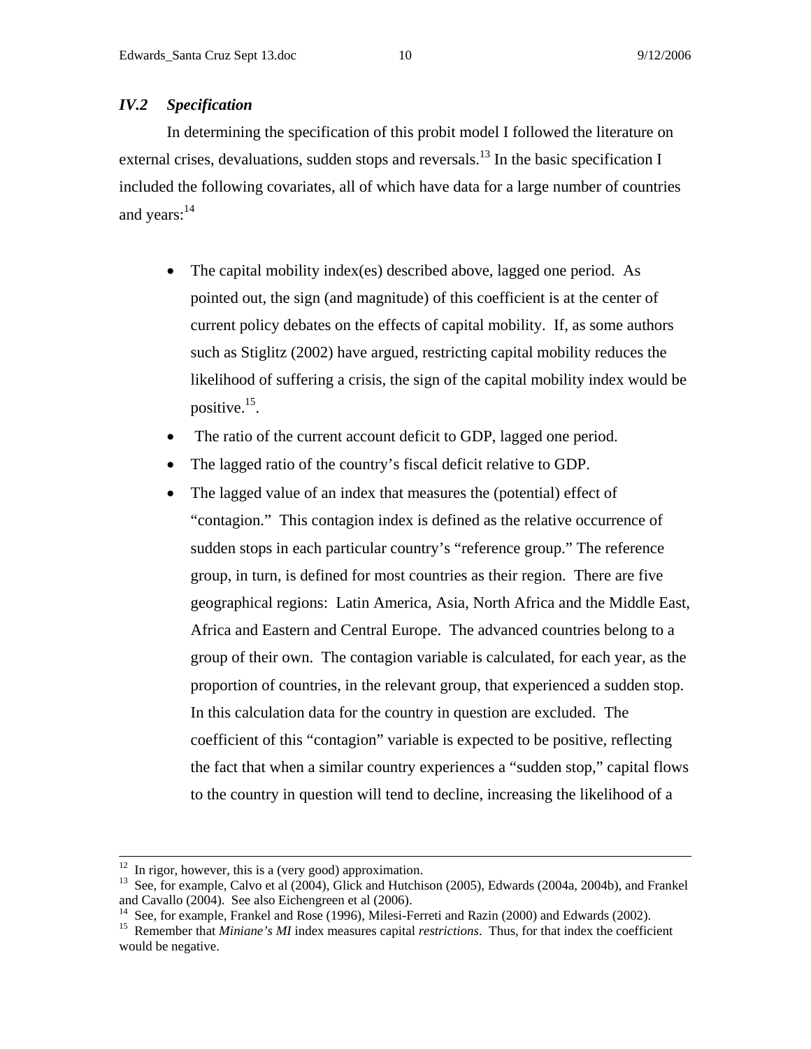### *IV.2 Specification*

In determining the specification of this probit model I followed the literature on external crises, devaluations, sudden stops and reversals.[13] In the basic specification I included the following covariates, all of which have data for a large number of countries and years:[14]

- The capital mobility index(es) described above, lagged one period. As pointed out, the sign (and magnitude) of this coefficient is at the center of current policy debates on the effects of capital mobility. If, as some authors such as Stiglitz (2002) have argued, restricting capital mobility reduces the likelihood of suffering a crisis, the sign of the capital mobility index would be positive.[15].
- The ratio of the current account deficit to GDP, lagged one period.
- The lagged ratio of the country's fiscal deficit relative to GDP.
- The lagged value of an index that measures the (potential) effect of "contagion." This contagion index is defined as the relative occurrence of sudden stops in each particular country's "reference group." The reference group, in turn, is defined for most countries as their region. There are five geographical regions: Latin America, Asia, North Africa and the Middle East, Africa and Eastern and Central Europe. The advanced countries belong to a group of their own. The contagion variable is calculated, for each year, as the proportion of countries, in the relevant group, that experienced a sudden stop. In this calculation data for the country in question are excluded. The coefficient of this "contagion" variable is expected to be positive, reflecting the fact that when a similar country experiences a "sudden stop," capital flows to the country in question will tend to decline, increasing the likelihood of a

---

[12] In rigor, however, this is a (very good) approximation.

[13] See, for example, Calvo et al (2004), Glick and Hutchison (2005), Edwards (2004a, 2004b), and Frankel and Cavallo (2004). See also Eichengreen et al (2006).

[14] See, for example, Frankel and Rose (1996), Milesi-Ferreti and Razin (2000) and Edwards (2002).

[15] Remember that *Miniane's MI* index measures capital *restrictions*. Thus, for that index the coefficient would be negative.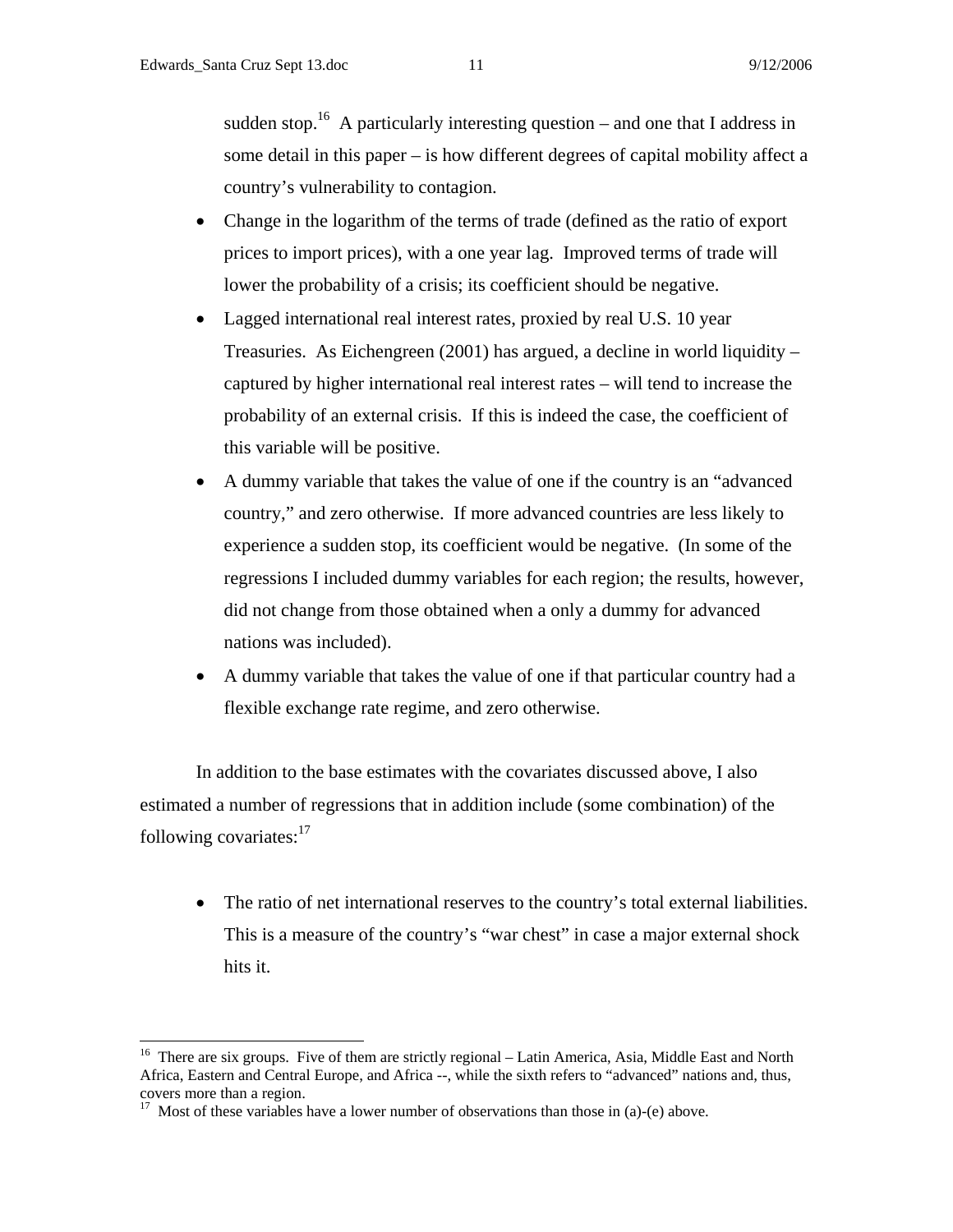sudden stop.[16] A particularly interesting question – and one that I address in some detail in this paper – is how different degrees of capital mobility affect a country's vulnerability to contagion.

- Change in the logarithm of the terms of trade (defined as the ratio of export prices to import prices), with a one year lag. Improved terms of trade will lower the probability of a crisis; its coefficient should be negative.
- Lagged international real interest rates, proxied by real U.S. 10 year Treasuries. As Eichengreen (2001) has argued, a decline in world liquidity – captured by higher international real interest rates – will tend to increase the probability of an external crisis. If this is indeed the case, the coefficient of this variable will be positive.
- A dummy variable that takes the value of one if the country is an "advanced country," and zero otherwise. If more advanced countries are less likely to experience a sudden stop, its coefficient would be negative. (In some of the regressions I included dummy variables for each region; the results, however, did not change from those obtained when a only a dummy for advanced nations was included).
- A dummy variable that takes the value of one if that particular country had a flexible exchange rate regime, and zero otherwise.

In addition to the base estimates with the covariates discussed above, I also estimated a number of regressions that in addition include (some combination) of the following covariates:[17]

- The ratio of net international reserves to the country's total external liabilities. This is a measure of the country's "war chest" in case a major external shock hits it.

---

[16] There are six groups. Five of them are strictly regional – Latin America, Asia, Middle East and North Africa, Eastern and Central Europe, and Africa --, while the sixth refers to "advanced" nations and, thus, covers more than a region.

[17] Most of these variables have a lower number of observations than those in (a)-(e) above.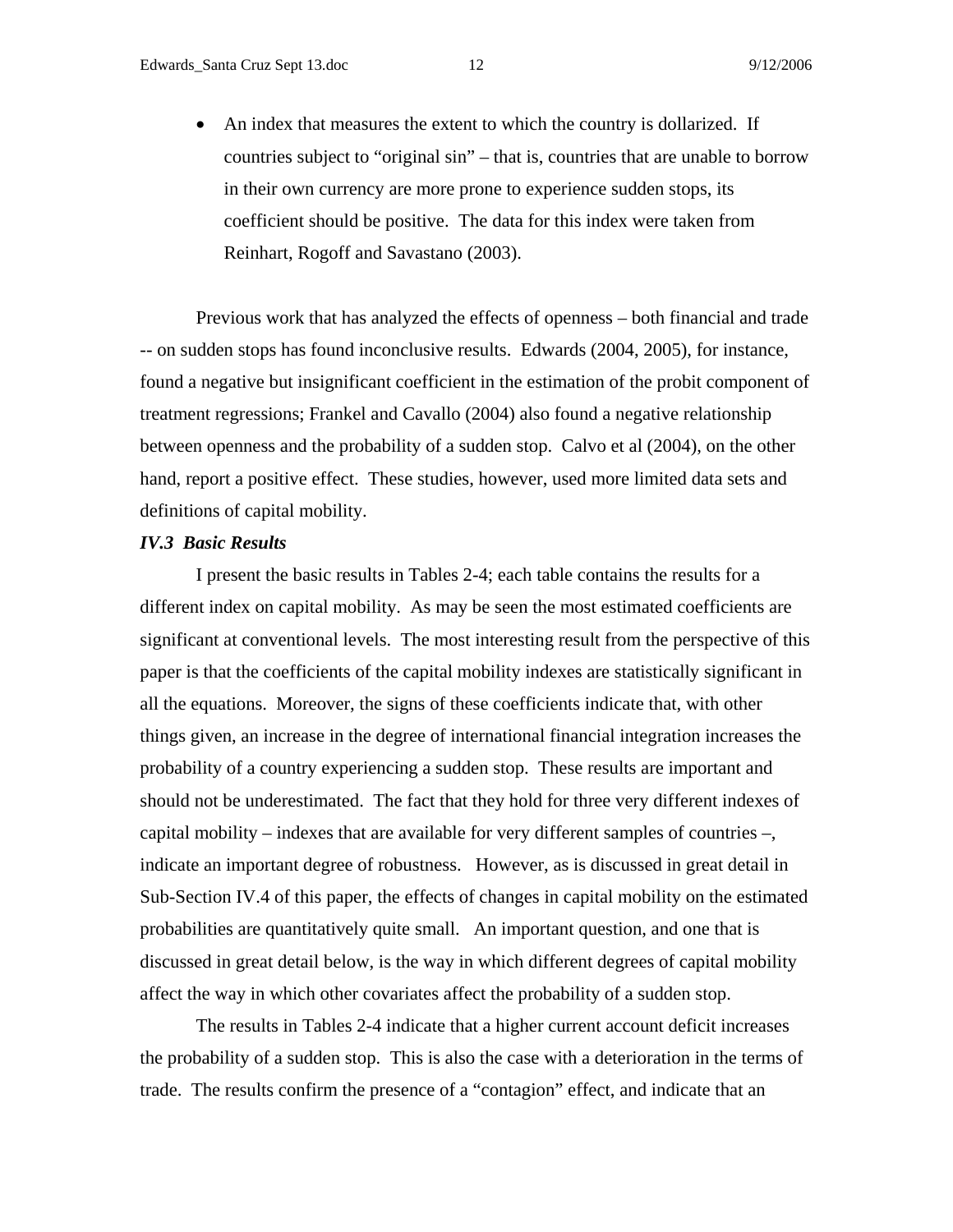- An index that measures the extent to which the country is dollarized. If countries subject to "original sin" – that is, countries that are unable to borrow in their own currency are more prone to experience sudden stops, its coefficient should be positive. The data for this index were taken from Reinhart, Rogoff and Savastano (2003).

Previous work that has analyzed the effects of openness – both financial and trade -- on sudden stops has found inconclusive results. Edwards (2004, 2005), for instance, found a negative but insignificant coefficient in the estimation of the probit component of treatment regressions; Frankel and Cavallo (2004) also found a negative relationship between openness and the probability of a sudden stop. Calvo et al (2004), on the other hand, report a positive effect. These studies, however, used more limited data sets and definitions of capital mobility.

### ***IV.3 Basic Results***

I present the basic results in Tables 2-4; each table contains the results for a different index on capital mobility. As may be seen the most estimated coefficients are significant at conventional levels. The most interesting result from the perspective of this paper is that the coefficients of the capital mobility indexes are statistically significant in all the equations. Moreover, the signs of these coefficients indicate that, with other things given, an increase in the degree of international financial integration increases the probability of a country experiencing a sudden stop. These results are important and should not be underestimated. The fact that they hold for three very different indexes of capital mobility – indexes that are available for very different samples of countries –, indicate an important degree of robustness. However, as is discussed in great detail in Sub-Section IV.4 of this paper, the effects of changes in capital mobility on the estimated probabilities are quantitatively quite small. An important question, and one that is discussed in great detail below, is the way in which different degrees of capital mobility affect the way in which other covariates affect the probability of a sudden stop.

The results in Tables 2-4 indicate that a higher current account deficit increases the probability of a sudden stop. This is also the case with a deterioration in the terms of trade. The results confirm the presence of a "contagion" effect, and indicate that an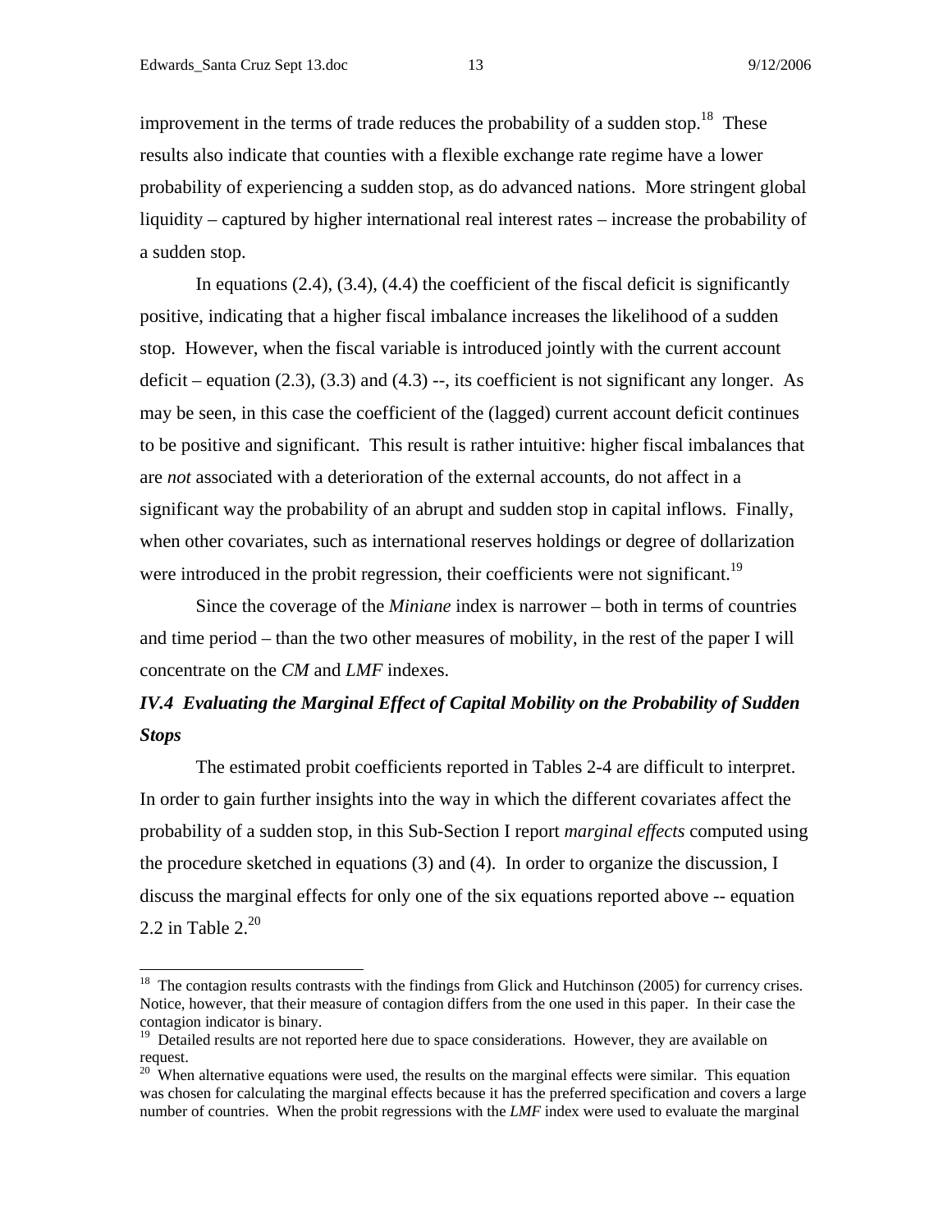improvement in the terms of trade reduces the probability of a sudden stop.[18] These results also indicate that counties with a flexible exchange rate regime have a lower probability of experiencing a sudden stop, as do advanced nations. More stringent global liquidity – captured by higher international real interest rates – increase the probability of a sudden stop.

In equations (2.4), (3.4), (4.4) the coefficient of the fiscal deficit is significantly positive, indicating that a higher fiscal imbalance increases the likelihood of a sudden stop. However, when the fiscal variable is introduced jointly with the current account deficit – equation (2.3), (3.3) and (4.3) --, its coefficient is not significant any longer. As may be seen, in this case the coefficient of the (lagged) current account deficit continues to be positive and significant. This result is rather intuitive: higher fiscal imbalances that are *not* associated with a deterioration of the external accounts, do not affect in a significant way the probability of an abrupt and sudden stop in capital inflows. Finally, when other covariates, such as international reserves holdings or degree of dollarization were introduced in the probit regression, their coefficients were not significant.[19]

Since the coverage of the *Miniane* index is narrower – both in terms of countries and time period – than the two other measures of mobility, in the rest of the paper I will concentrate on the *CM* and *LMF* indexes.

### *IV.4 Evaluating the Marginal Effect of Capital Mobility on the Probability of Sudden Stops*

The estimated probit coefficients reported in Tables 2-4 are difficult to interpret. In order to gain further insights into the way in which the different covariates affect the probability of a sudden stop, in this Sub-Section I report *marginal effects* computed using the procedure sketched in equations (3) and (4). In order to organize the discussion, I discuss the marginal effects for only one of the six equations reported above -- equation 2.2 in Table 2.[20]

---

[18] The contagion results contrasts with the findings from Glick and Hutchinson (2005) for currency crises. Notice, however, that their measure of contagion differs from the one used in this paper. In their case the contagion indicator is binary.

[19] Detailed results are not reported here due to space considerations. However, they are available on request.

[20] When alternative equations were used, the results on the marginal effects were similar. This equation was chosen for calculating the marginal effects because it has the preferred specification and covers a large number of countries. When the probit regressions with the *LMF* index were used to evaluate the marginal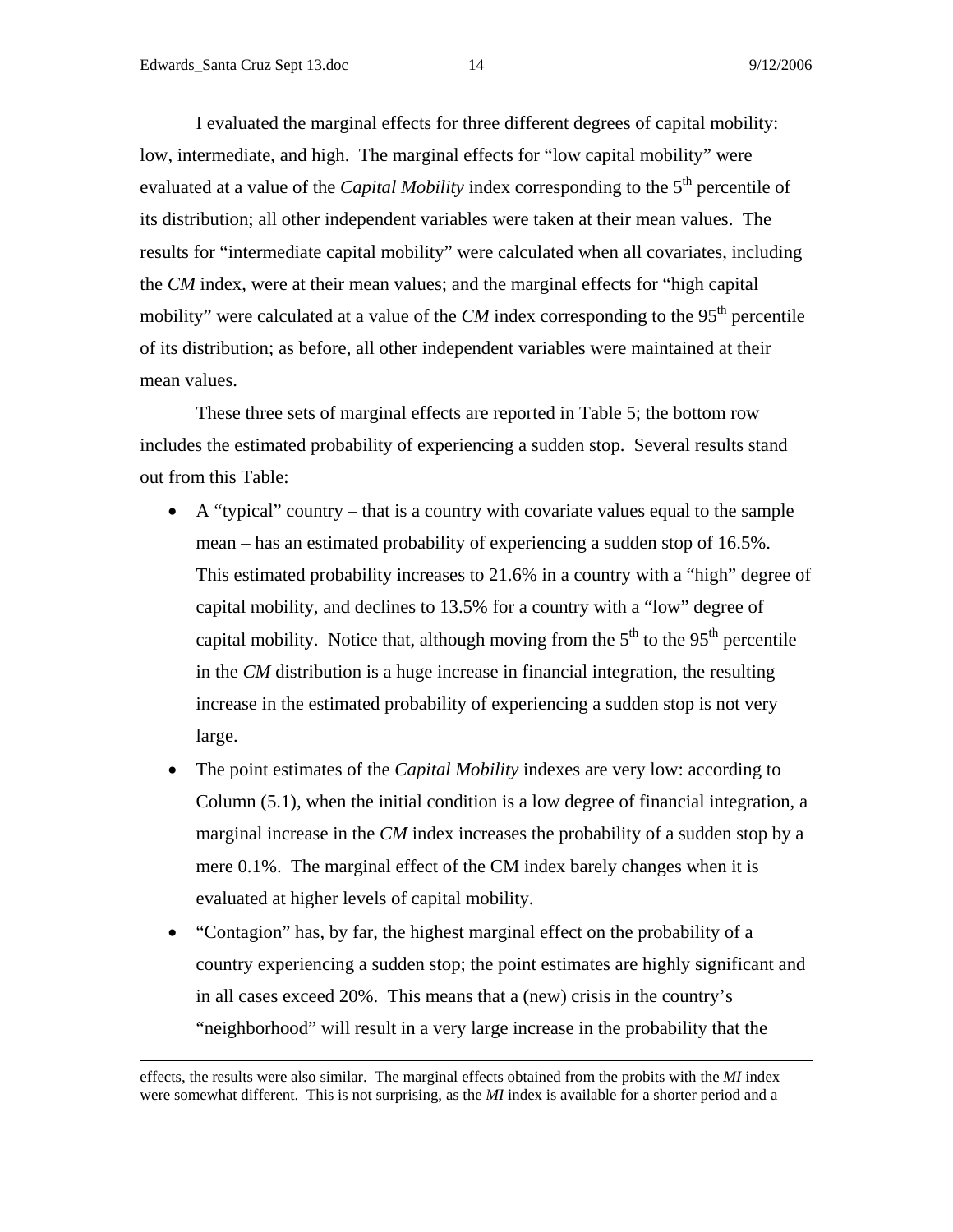I evaluated the marginal effects for three different degrees of capital mobility: low, intermediate, and high. The marginal effects for "low capital mobility" were evaluated at a value of the *Capital Mobility* index corresponding to the 5$^{th}$ percentile of its distribution; all other independent variables were taken at their mean values. The results for "intermediate capital mobility" were calculated when all covariates, including the *CM* index, were at their mean values; and the marginal effects for "high capital mobility" were calculated at a value of the *CM* index corresponding to the 95$^{th}$ percentile of its distribution; as before, all other independent variables were maintained at their mean values.

These three sets of marginal effects are reported in Table 5; the bottom row includes the estimated probability of experiencing a sudden stop. Several results stand out from this Table:

- A "typical" country – that is a country with covariate values equal to the sample mean – has an estimated probability of experiencing a sudden stop of 16.5%. This estimated probability increases to 21.6% in a country with a "high" degree of capital mobility, and declines to 13.5% for a country with a "low" degree of capital mobility. Notice that, although moving from the 5$^{th}$ to the 95$^{th}$ percentile in the *CM* distribution is a huge increase in financial integration, the resulting increase in the estimated probability of experiencing a sudden stop is not very large.
- The point estimates of the *Capital Mobility* indexes are very low: according to Column (5.1), when the initial condition is a low degree of financial integration, a marginal increase in the *CM* index increases the probability of a sudden stop by a mere 0.1%. The marginal effect of the CM index barely changes when it is evaluated at higher levels of capital mobility.
- "Contagion" has, by far, the highest marginal effect on the probability of a country experiencing a sudden stop; the point estimates are highly significant and in all cases exceed 20%. This means that a (new) crisis in the country's "neighborhood" will result in a very large increase in the probability that the

effects, the results were also similar. The marginal effects obtained from the probits with the *MI* index were somewhat different. This is not surprising, as the *MI* index is available for a shorter period and a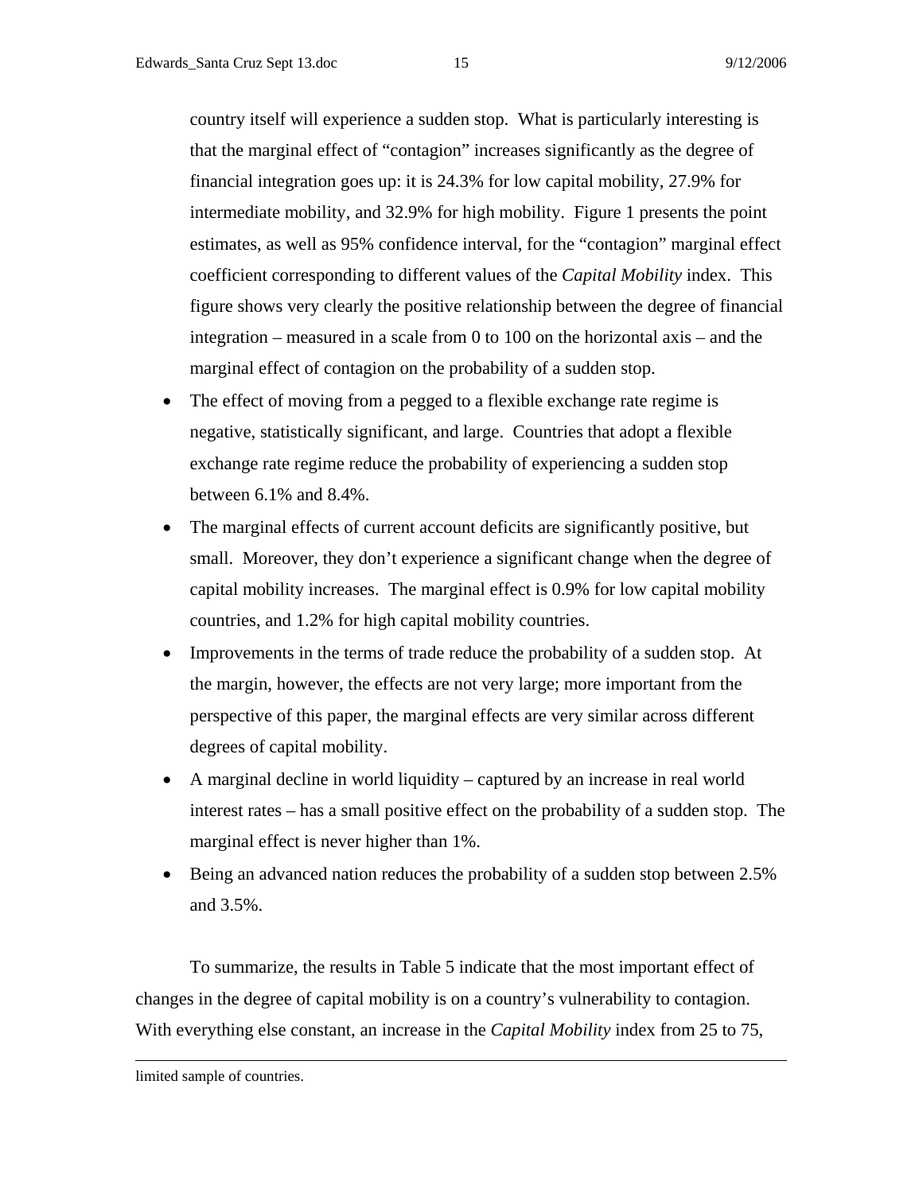country itself will experience a sudden stop. What is particularly interesting is that the marginal effect of "contagion" increases significantly as the degree of financial integration goes up: it is 24.3% for low capital mobility, 27.9% for intermediate mobility, and 32.9% for high mobility. Figure 1 presents the point estimates, as well as 95% confidence interval, for the "contagion" marginal effect coefficient corresponding to different values of the *Capital Mobility* index. This figure shows very clearly the positive relationship between the degree of financial integration – measured in a scale from 0 to 100 on the horizontal axis – and the marginal effect of contagion on the probability of a sudden stop.

- The effect of moving from a pegged to a flexible exchange rate regime is negative, statistically significant, and large. Countries that adopt a flexible exchange rate regime reduce the probability of experiencing a sudden stop between 6.1% and 8.4%.
- The marginal effects of current account deficits are significantly positive, but small. Moreover, they don't experience a significant change when the degree of capital mobility increases. The marginal effect is 0.9% for low capital mobility countries, and 1.2% for high capital mobility countries.
- Improvements in the terms of trade reduce the probability of a sudden stop. At the margin, however, the effects are not very large; more important from the perspective of this paper, the marginal effects are very similar across different degrees of capital mobility.
- A marginal decline in world liquidity – captured by an increase in real world interest rates – has a small positive effect on the probability of a sudden stop. The marginal effect is never higher than 1%.
- Being an advanced nation reduces the probability of a sudden stop between 2.5% and 3.5%.

To summarize, the results in Table 5 indicate that the most important effect of changes in the degree of capital mobility is on a country's vulnerability to contagion. With everything else constant, an increase in the *Capital Mobility* index from 25 to 75,

---

limited sample of countries.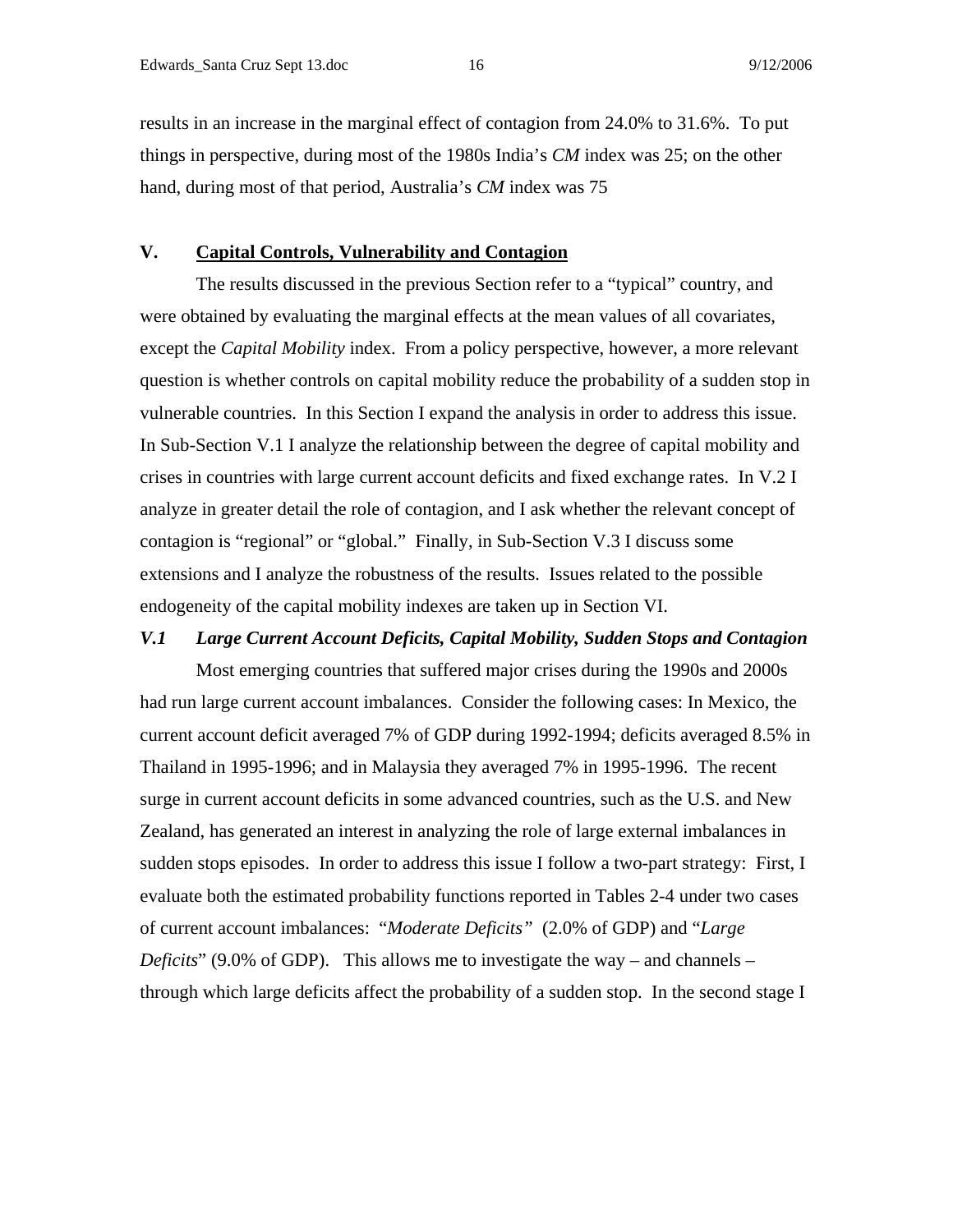results in an increase in the marginal effect of contagion from 24.0% to 31.6%. To put things in perspective, during most of the 1980s India's *CM* index was 25; on the other hand, during most of that period, Australia's *CM* index was 75

## V. Capital Controls, Vulnerability and Contagion

The results discussed in the previous Section refer to a "typical" country, and were obtained by evaluating the marginal effects at the mean values of all covariates, except the *Capital Mobility* index. From a policy perspective, however, a more relevant question is whether controls on capital mobility reduce the probability of a sudden stop in vulnerable countries. In this Section I expand the analysis in order to address this issue. In Sub-Section V.1 I analyze the relationship between the degree of capital mobility and crises in countries with large current account deficits and fixed exchange rates. In V.2 I analyze in greater detail the role of contagion, and I ask whether the relevant concept of contagion is "regional" or "global." Finally, in Sub-Section V.3 I discuss some extensions and I analyze the robustness of the results. Issues related to the possible endogeneity of the capital mobility indexes are taken up in Section VI.

### *V.1 Large Current Account Deficits, Capital Mobility, Sudden Stops and Contagion*

Most emerging countries that suffered major crises during the 1990s and 2000s had run large current account imbalances. Consider the following cases: In Mexico, the current account deficit averaged 7% of GDP during 1992-1994; deficits averaged 8.5% in Thailand in 1995-1996; and in Malaysia they averaged 7% in 1995-1996. The recent surge in current account deficits in some advanced countries, such as the U.S. and New Zealand, has generated an interest in analyzing the role of large external imbalances in sudden stops episodes. In order to address this issue I follow a two-part strategy: First, I evaluate both the estimated probability functions reported in Tables 2-4 under two cases of current account imbalances: "*Moderate Deficits*" (2.0% of GDP) and "*Large Deficits*" (9.0% of GDP). This allows me to investigate the way – and channels – through which large deficits affect the probability of a sudden stop. In the second stage I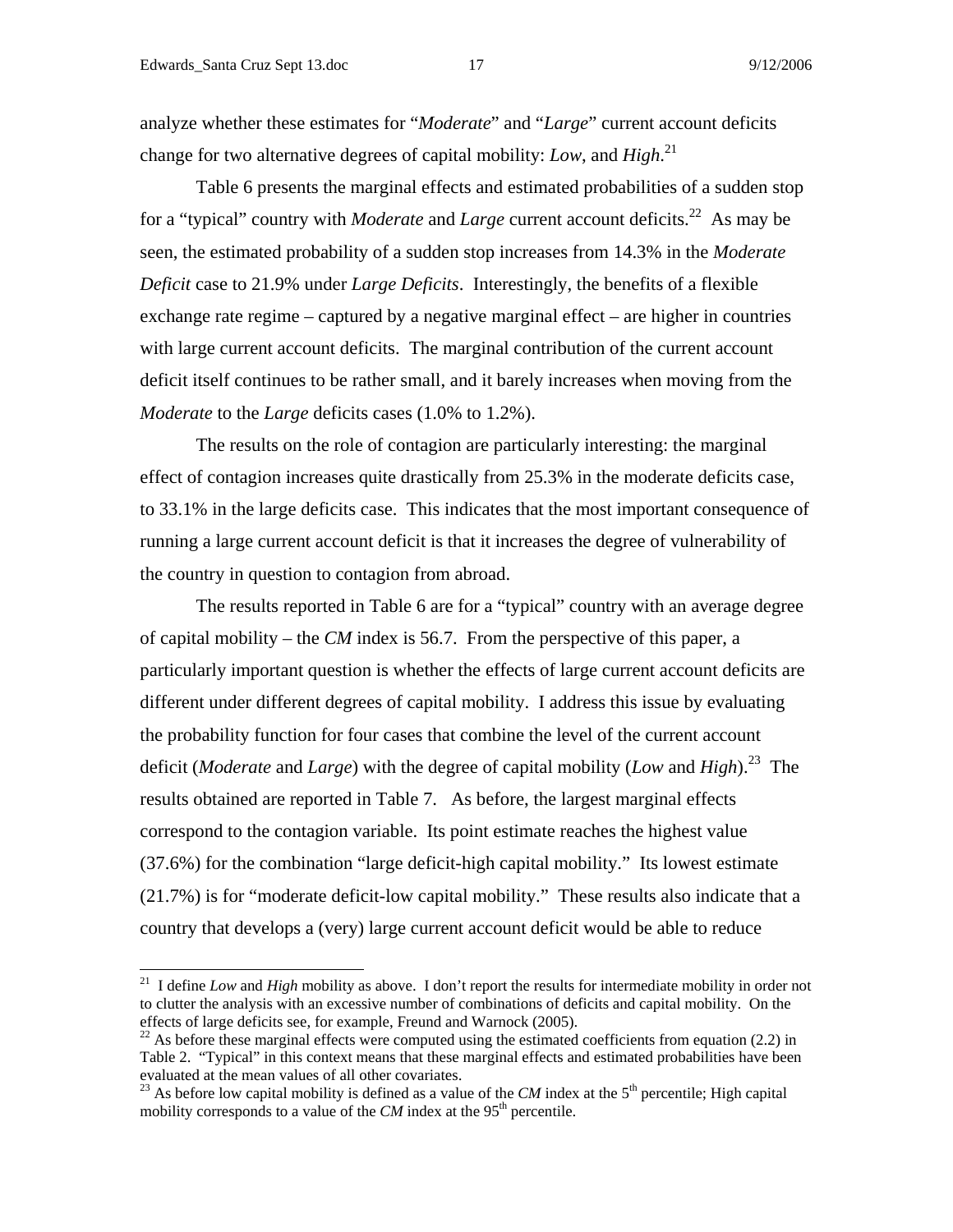analyze whether these estimates for "*Moderate*" and "*Large*" current account deficits change for two alternative degrees of capital mobility: *Low*, and *High*.[21]

Table 6 presents the marginal effects and estimated probabilities of a sudden stop for a "typical" country with *Moderate* and *Large* current account deficits.[22] As may be seen, the estimated probability of a sudden stop increases from 14.3% in the *Moderate Deficit* case to 21.9% under *Large Deficits*. Interestingly, the benefits of a flexible exchange rate regime – captured by a negative marginal effect – are higher in countries with large current account deficits. The marginal contribution of the current account deficit itself continues to be rather small, and it barely increases when moving from the *Moderate* to the *Large* deficits cases (1.0% to 1.2%).

The results on the role of contagion are particularly interesting: the marginal effect of contagion increases quite drastically from 25.3% in the moderate deficits case, to 33.1% in the large deficits case. This indicates that the most important consequence of running a large current account deficit is that it increases the degree of vulnerability of the country in question to contagion from abroad.

The results reported in Table 6 are for a "typical" country with an average degree of capital mobility – the *CM* index is 56.7. From the perspective of this paper, a particularly important question is whether the effects of large current account deficits are different under different degrees of capital mobility. I address this issue by evaluating the probability function for four cases that combine the level of the current account deficit (*Moderate* and *Large*) with the degree of capital mobility (*Low* and *High*).[23] The results obtained are reported in Table 7. As before, the largest marginal effects correspond to the contagion variable. Its point estimate reaches the highest value (37.6%) for the combination "large deficit-high capital mobility." Its lowest estimate (21.7%) is for "moderate deficit-low capital mobility." These results also indicate that a country that develops a (very) large current account deficit would be able to reduce

---

[21] I define *Low* and *High* mobility as above. I don't report the results for intermediate mobility in order not to clutter the analysis with an excessive number of combinations of deficits and capital mobility. On the effects of large deficits see, for example, Freund and Warnock (2005).

[22] As before these marginal effects were computed using the estimated coefficients from equation (2.2) in Table 2. "Typical" in this context means that these marginal effects and estimated probabilities have been evaluated at the mean values of all other covariates.

[23] As before low capital mobility is defined as a value of the *CM* index at the 5th percentile; High capital mobility corresponds to a value of the *CM* index at the 95th percentile.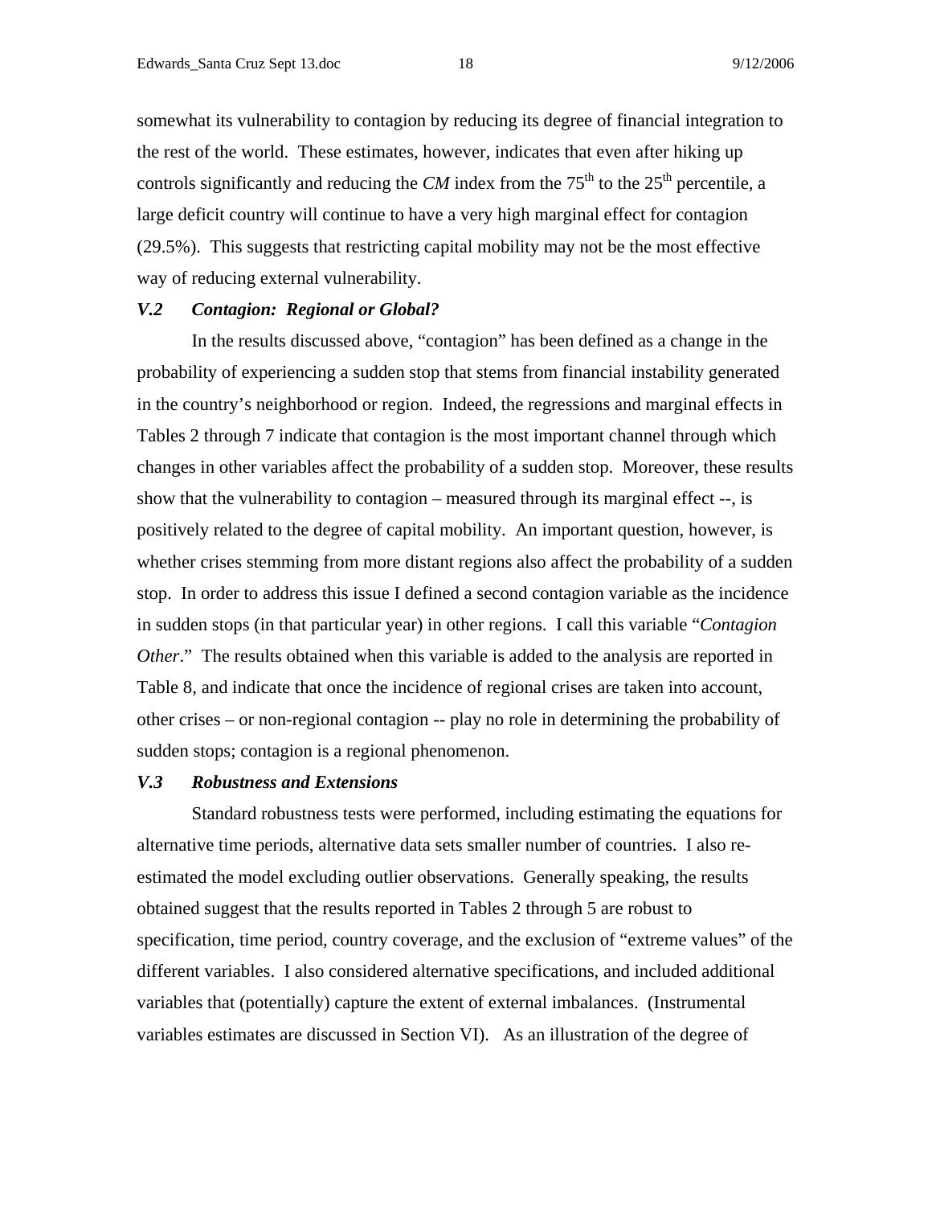somewhat its vulnerability to contagion by reducing its degree of financial integration to the rest of the world. These estimates, however, indicates that even after hiking up controls significantly and reducing the *CM* index from the 75$^{th}$ to the 25$^{th}$ percentile, a large deficit country will continue to have a very high marginal effect for contagion (29.5%). This suggests that restricting capital mobility may not be the most effective way of reducing external vulnerability.

### *V.2 Contagion: Regional or Global?*

In the results discussed above, "contagion" has been defined as a change in the probability of experiencing a sudden stop that stems from financial instability generated in the country's neighborhood or region. Indeed, the regressions and marginal effects in Tables 2 through 7 indicate that contagion is the most important channel through which changes in other variables affect the probability of a sudden stop. Moreover, these results show that the vulnerability to contagion – measured through its marginal effect --, is positively related to the degree of capital mobility. An important question, however, is whether crises stemming from more distant regions also affect the probability of a sudden stop. In order to address this issue I defined a second contagion variable as the incidence in sudden stops (in that particular year) in other regions. I call this variable "*Contagion Other*." The results obtained when this variable is added to the analysis are reported in Table 8, and indicate that once the incidence of regional crises are taken into account, other crises – or non-regional contagion -- play no role in determining the probability of sudden stops; contagion is a regional phenomenon.

### *V.3 Robustness and Extensions*

Standard robustness tests were performed, including estimating the equations for alternative time periods, alternative data sets smaller number of countries. I also re-estimated the model excluding outlier observations. Generally speaking, the results obtained suggest that the results reported in Tables 2 through 5 are robust to specification, time period, country coverage, and the exclusion of "extreme values" of the different variables. I also considered alternative specifications, and included additional variables that (potentially) capture the extent of external imbalances. (Instrumental variables estimates are discussed in Section VI). As an illustration of the degree of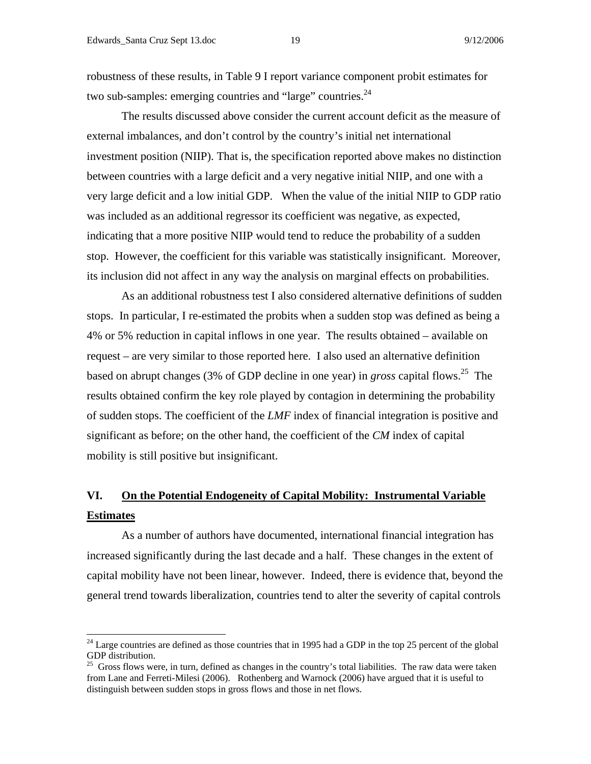robustness of these results, in Table 9 I report variance component probit estimates for two sub-samples: emerging countries and "large" countries.[24]

The results discussed above consider the current account deficit as the measure of external imbalances, and don't control by the country's initial net international investment position (NIIP). That is, the specification reported above makes no distinction between countries with a large deficit and a very negative initial NIIP, and one with a very large deficit and a low initial GDP. When the value of the initial NIIP to GDP ratio was included as an additional regressor its coefficient was negative, as expected, indicating that a more positive NIIP would tend to reduce the probability of a sudden stop. However, the coefficient for this variable was statistically insignificant. Moreover, its inclusion did not affect in any way the analysis on marginal effects on probabilities.

As an additional robustness test I also considered alternative definitions of sudden stops. In particular, I re-estimated the probits when a sudden stop was defined as being a 4% or 5% reduction in capital inflows in one year. The results obtained – available on request – are very similar to those reported here. I also used an alternative definition based on abrupt changes (3% of GDP decline in one year) in *gross* capital flows.[25] The results obtained confirm the key role played by contagion in determining the probability of sudden stops. The coefficient of the *LMF* index of financial integration is positive and significant as before; on the other hand, the coefficient of the *CM* index of capital mobility is still positive but insignificant.

## VI. On the Potential Endogeneity of Capital Mobility: Instrumental Variable Estimates

As a number of authors have documented, international financial integration has increased significantly during the last decade and a half. These changes in the extent of capital mobility have not been linear, however. Indeed, there is evidence that, beyond the general trend towards liberalization, countries tend to alter the severity of capital controls

---

[24] Large countries are defined as those countries that in 1995 had a GDP in the top 25 percent of the global GDP distribution.

[25] Gross flows were, in turn, defined as changes in the country's total liabilities. The raw data were taken from Lane and Ferreti-Milesi (2006). Rothenberg and Warnock (2006) have argued that it is useful to distinguish between sudden stops in gross flows and those in net flows.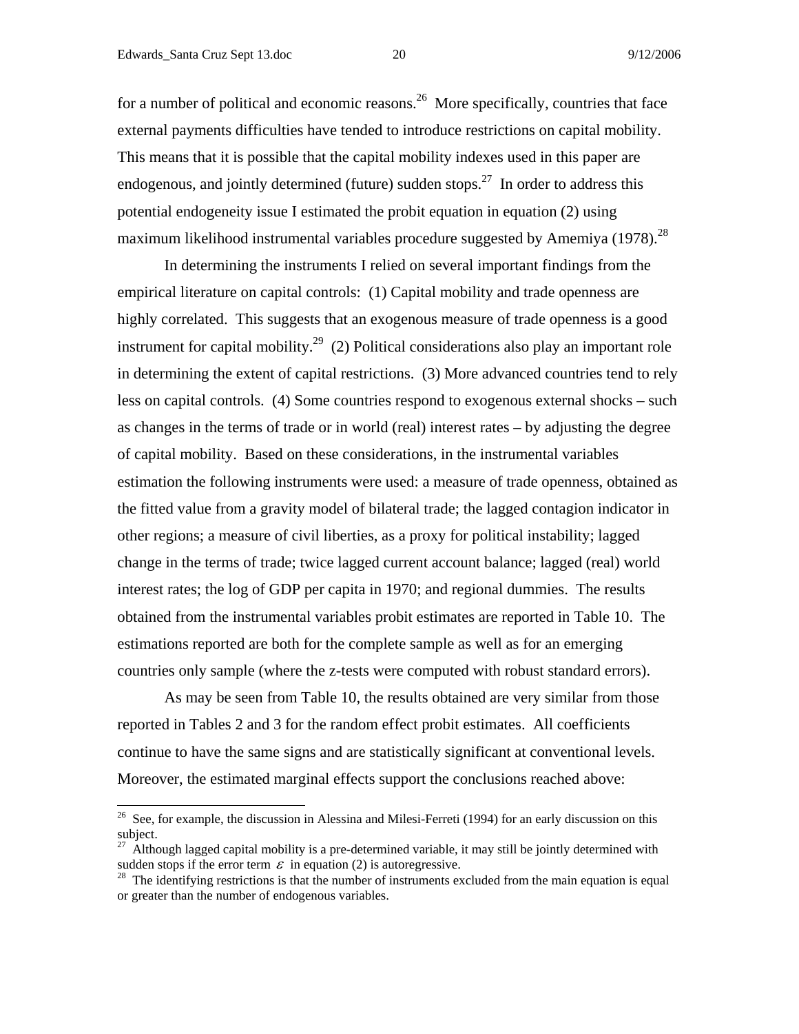for a number of political and economic reasons.[26] More specifically, countries that face external payments difficulties have tended to introduce restrictions on capital mobility. This means that it is possible that the capital mobility indexes used in this paper are endogenous, and jointly determined (future) sudden stops.[27] In order to address this potential endogeneity issue I estimated the probit equation in equation (2) using maximum likelihood instrumental variables procedure suggested by Amemiya (1978).[28]

In determining the instruments I relied on several important findings from the empirical literature on capital controls: (1) Capital mobility and trade openness are highly correlated. This suggests that an exogenous measure of trade openness is a good instrument for capital mobility.[29] (2) Political considerations also play an important role in determining the extent of capital restrictions. (3) More advanced countries tend to rely less on capital controls. (4) Some countries respond to exogenous external shocks – such as changes in the terms of trade or in world (real) interest rates – by adjusting the degree of capital mobility. Based on these considerations, in the instrumental variables estimation the following instruments were used: a measure of trade openness, obtained as the fitted value from a gravity model of bilateral trade; the lagged contagion indicator in other regions; a measure of civil liberties, as a proxy for political instability; lagged change in the terms of trade; twice lagged current account balance; lagged (real) world interest rates; the log of GDP per capita in 1970; and regional dummies. The results obtained from the instrumental variables probit estimates are reported in Table 10. The estimations reported are both for the complete sample as well as for an emerging countries only sample (where the z-tests were computed with robust standard errors).

As may be seen from Table 10, the results obtained are very similar from those reported in Tables 2 and 3 for the random effect probit estimates. All coefficients continue to have the same signs and are statistically significant at conventional levels. Moreover, the estimated marginal effects support the conclusions reached above:

---

[26] See, for example, the discussion in Alessina and Milesi-Ferreti (1994) for an early discussion on this subject.

[27] Although lagged capital mobility is a pre-determined variable, it may still be jointly determined with sudden stops if the error term $\varepsilon$ in equation (2) is autoregressive.

[28] The identifying restrictions is that the number of instruments excluded from the main equation is equal or greater than the number of endogenous variables.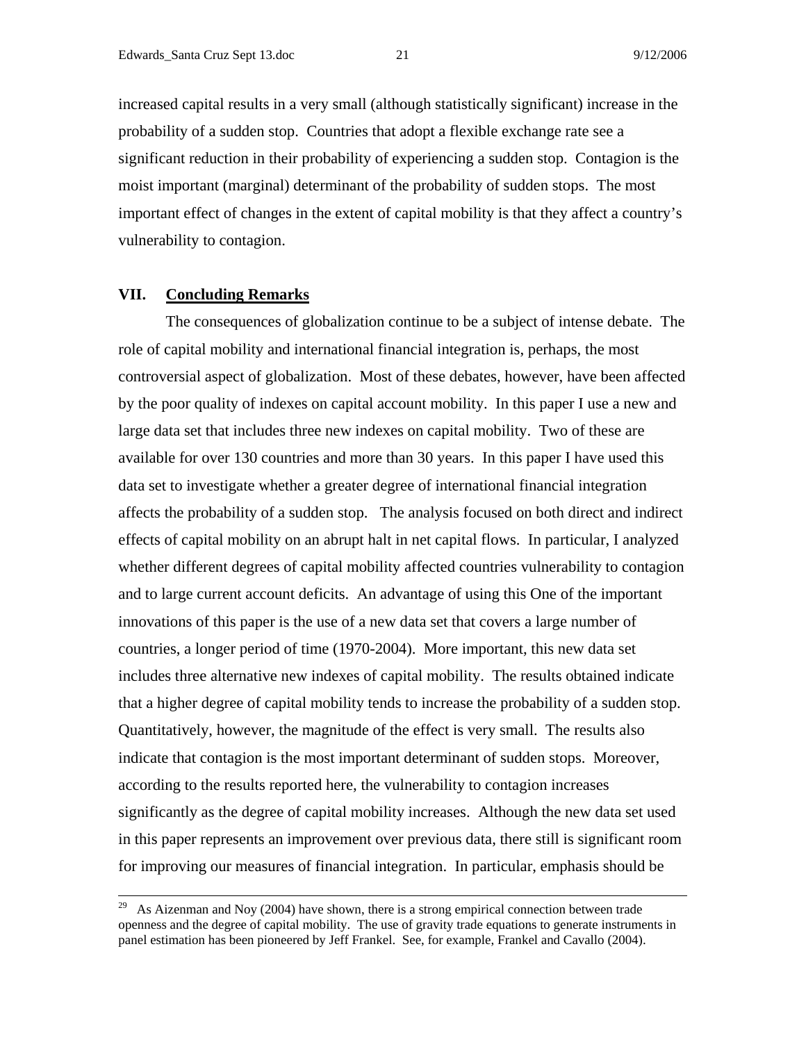increased capital results in a very small (although statistically significant) increase in the probability of a sudden stop. Countries that adopt a flexible exchange rate see a significant reduction in their probability of experiencing a sudden stop. Contagion is the moist important (marginal) determinant of the probability of sudden stops. The most important effect of changes in the extent of capital mobility is that they affect a country's vulnerability to contagion.

## VII. Concluding Remarks

The consequences of globalization continue to be a subject of intense debate. The role of capital mobility and international financial integration is, perhaps, the most controversial aspect of globalization. Most of these debates, however, have been affected by the poor quality of indexes on capital account mobility. In this paper I use a new and large data set that includes three new indexes on capital mobility. Two of these are available for over 130 countries and more than 30 years. In this paper I have used this data set to investigate whether a greater degree of international financial integration affects the probability of a sudden stop. The analysis focused on both direct and indirect effects of capital mobility on an abrupt halt in net capital flows. In particular, I analyzed whether different degrees of capital mobility affected countries vulnerability to contagion and to large current account deficits. An advantage of using this One of the important innovations of this paper is the use of a new data set that covers a large number of countries, a longer period of time (1970-2004). More important, this new data set includes three alternative new indexes of capital mobility. The results obtained indicate that a higher degree of capital mobility tends to increase the probability of a sudden stop. Quantitatively, however, the magnitude of the effect is very small. The results also indicate that contagion is the most important determinant of sudden stops. Moreover, according to the results reported here, the vulnerability to contagion increases significantly as the degree of capital mobility increases. Although the new data set used in this paper represents an improvement over previous data, there still is significant room for improving our measures of financial integration. In particular, emphasis should be

---

[29] As Aizenman and Noy (2004) have shown, there is a strong empirical connection between trade openness and the degree of capital mobility. The use of gravity trade equations to generate instruments in panel estimation has been pioneered by Jeff Frankel. See, for example, Frankel and Cavallo (2004).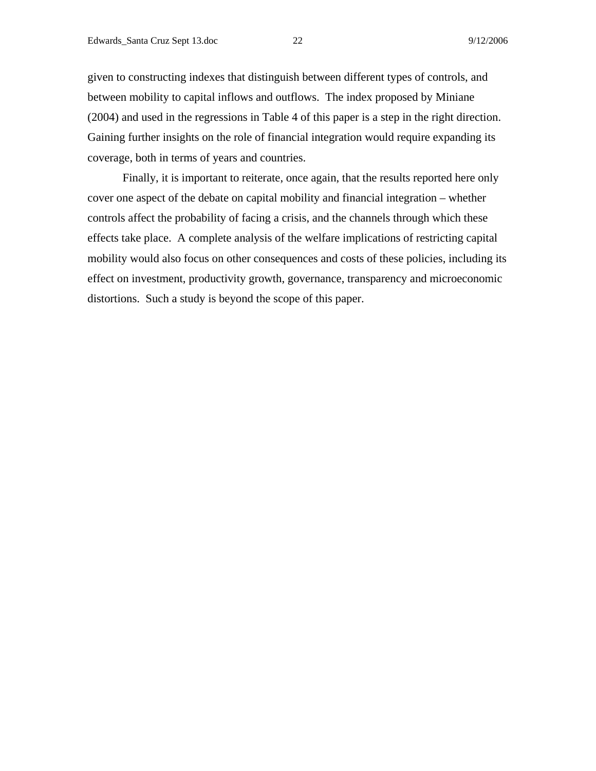given to constructing indexes that distinguish between different types of controls, and between mobility to capital inflows and outflows. The index proposed by Miniane (2004) and used in the regressions in Table 4 of this paper is a step in the right direction. Gaining further insights on the role of financial integration would require expanding its coverage, both in terms of years and countries.

Finally, it is important to reiterate, once again, that the results reported here only cover one aspect of the debate on capital mobility and financial integration – whether controls affect the probability of facing a crisis, and the channels through which these effects take place. A complete analysis of the welfare implications of restricting capital mobility would also focus on other consequences and costs of these policies, including its effect on investment, productivity growth, governance, transparency and microeconomic distortions. Such a study is beyond the scope of this paper.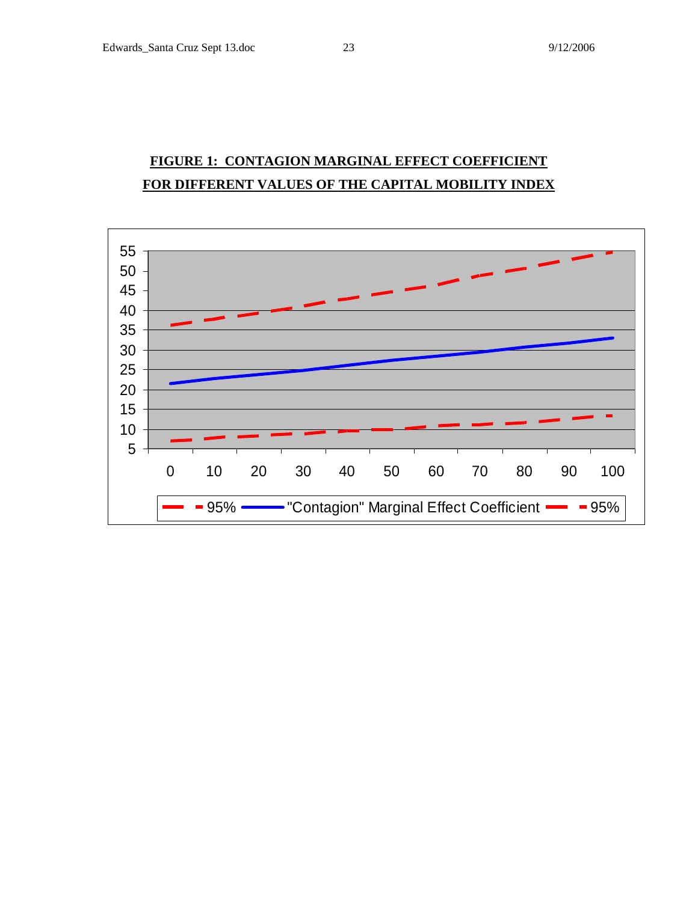**FIGURE 1: CONTAGION MARGINAL EFFECT COEFFICIENT FOR DIFFERENT VALUES OF THE CAPITAL MOBILITY INDEX**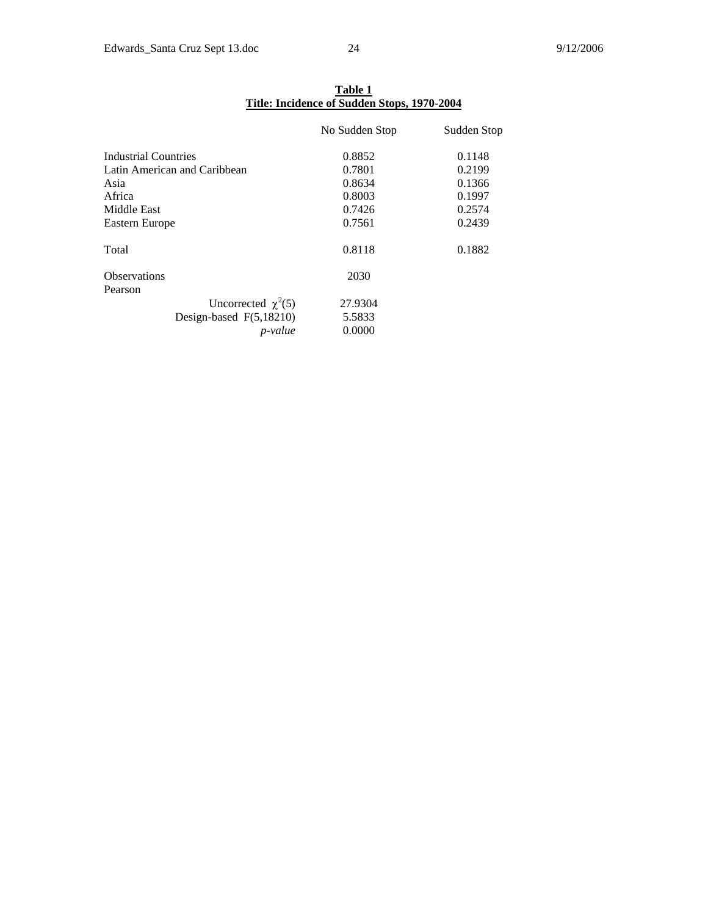**Table 1**
**Title: Incidence of Sudden Stops, 1970-2004**

| | No Sudden Stop | Sudden Stop |
|---|---|---|
| Industrial Countries | 0.8852 | 0.1148 |
| Latin American and Caribbean | 0.7801 | 0.2199 |
| Asia | 0.8634 | 0.1366 |
| Africa | 0.8003 | 0.1997 |
| Middle East | 0.7426 | 0.2574 |
| Eastern Europe | 0.7561 | 0.2439 |
| Total | 0.8118 | 0.1882 |
| Observations | 2030 | |
| Pearson | | |
| Uncorrected $\chi^2(5)$ | 27.9304 | |
| Design-based F(5,18210) | 5.5833 | |
| *p-value* | 0.0000 | |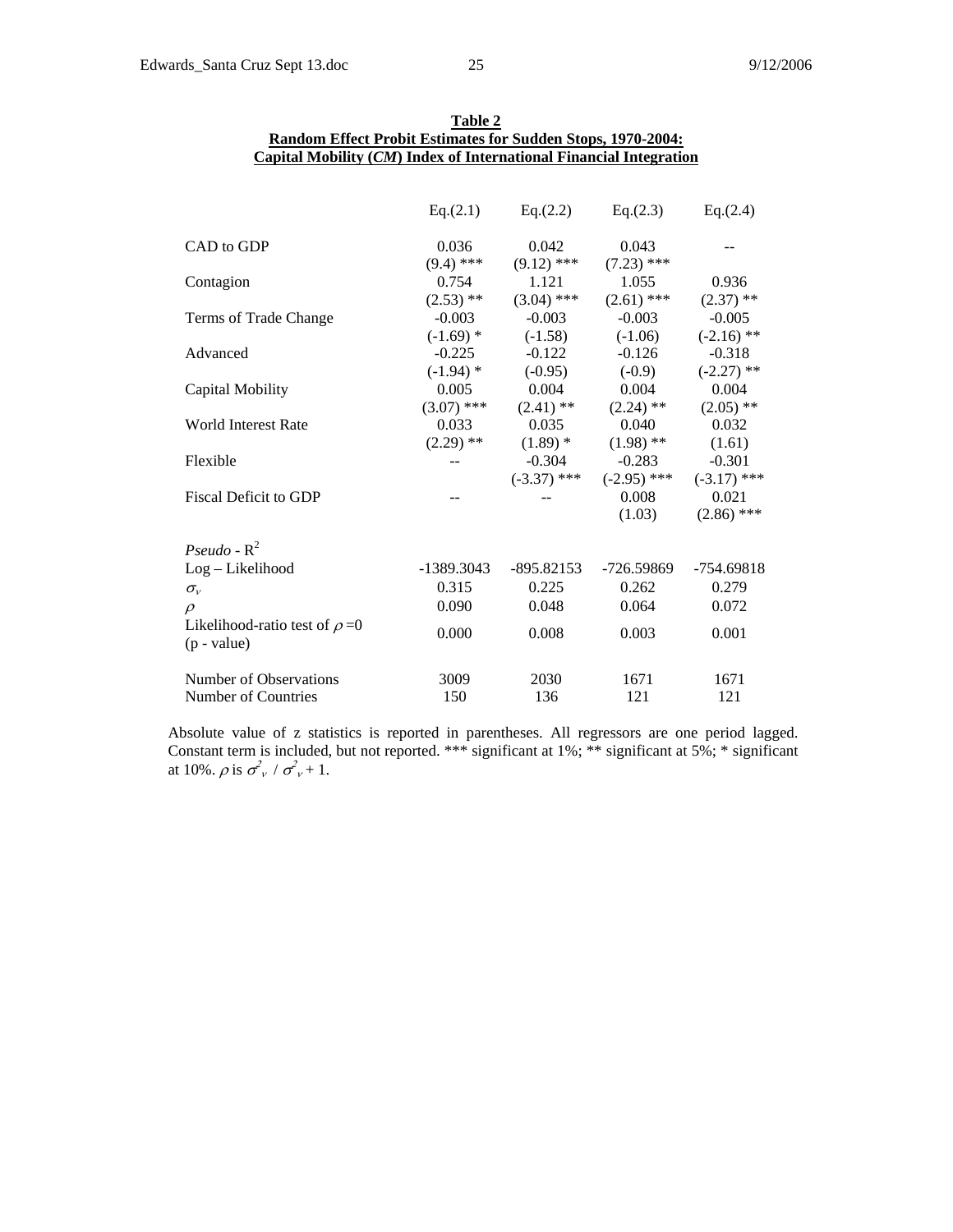**Table 2**
**Random Effect Probit Estimates for Sudden Stops, 1970-2004:**
**Capital Mobility (*CM*) Index of International Financial Integration**

| | Eq.(2.1) | Eq.(2.2) | Eq.(2.3) | Eq.(2.4) |
|---|---|---|---|---|
| CAD to GDP | 0.036 | 0.042 | 0.043 | -- |
| | (9.4) *** | (9.12) *** | (7.23) *** | |
| Contagion | 0.754 | 1.121 | 1.055 | 0.936 |
| | (2.53) ** | (3.04) *** | (2.61) *** | (2.37) ** |
| Terms of Trade Change | -0.003 | -0.003 | -0.003 | -0.005 |
| | (-1.69) * | (-1.58) | (-1.06) | (-2.16) ** |
| Advanced | -0.225 | -0.122 | -0.126 | -0.318 |
| | (-1.94) * | (-0.95) | (-0.9) | (-2.27) ** |
| Capital Mobility | 0.005 | 0.004 | 0.004 | 0.004 |
| | (3.07) *** | (2.41) ** | (2.24) ** | (2.05) ** |
| World Interest Rate | 0.033 | 0.035 | 0.040 | 0.032 |
| | (2.29) ** | (1.89) * | (1.98) ** | (1.61) |
| Flexible | -- | -0.304 | -0.283 | -0.301 |
| | | (-3.37) *** | (-2.95) *** | (-3.17) *** |
| Fiscal Deficit to GDP | -- | -- | 0.008 | 0.021 |
| | | | (1.03) | (2.86) *** |
| *Pseudo* - $R^2$ | | | | |
| Log – Likelihood | -1389.3043 | -895.82153 | -726.59869 | -754.69818 |
| $\sigma_v$ | 0.315 | 0.225 | 0.262 | 0.279 |
| $\rho$ | 0.090 | 0.048 | 0.064 | 0.072 |
| Likelihood-ratio test of $\rho$=0 (p - value) | 0.000 | 0.008 | 0.003 | 0.001 |
| Number of Observations | 3009 | 2030 | 1671 | 1671 |
| Number of Countries | 150 | 136 | 121 | 121 |

Absolute value of z statistics is reported in parentheses. All regressors are one period lagged. Constant term is included, but not reported. *** significant at 1%; ** significant at 5%; * significant at 10%. $\rho$ is $\sigma^2_v$ / $\sigma^2_v$ + 1.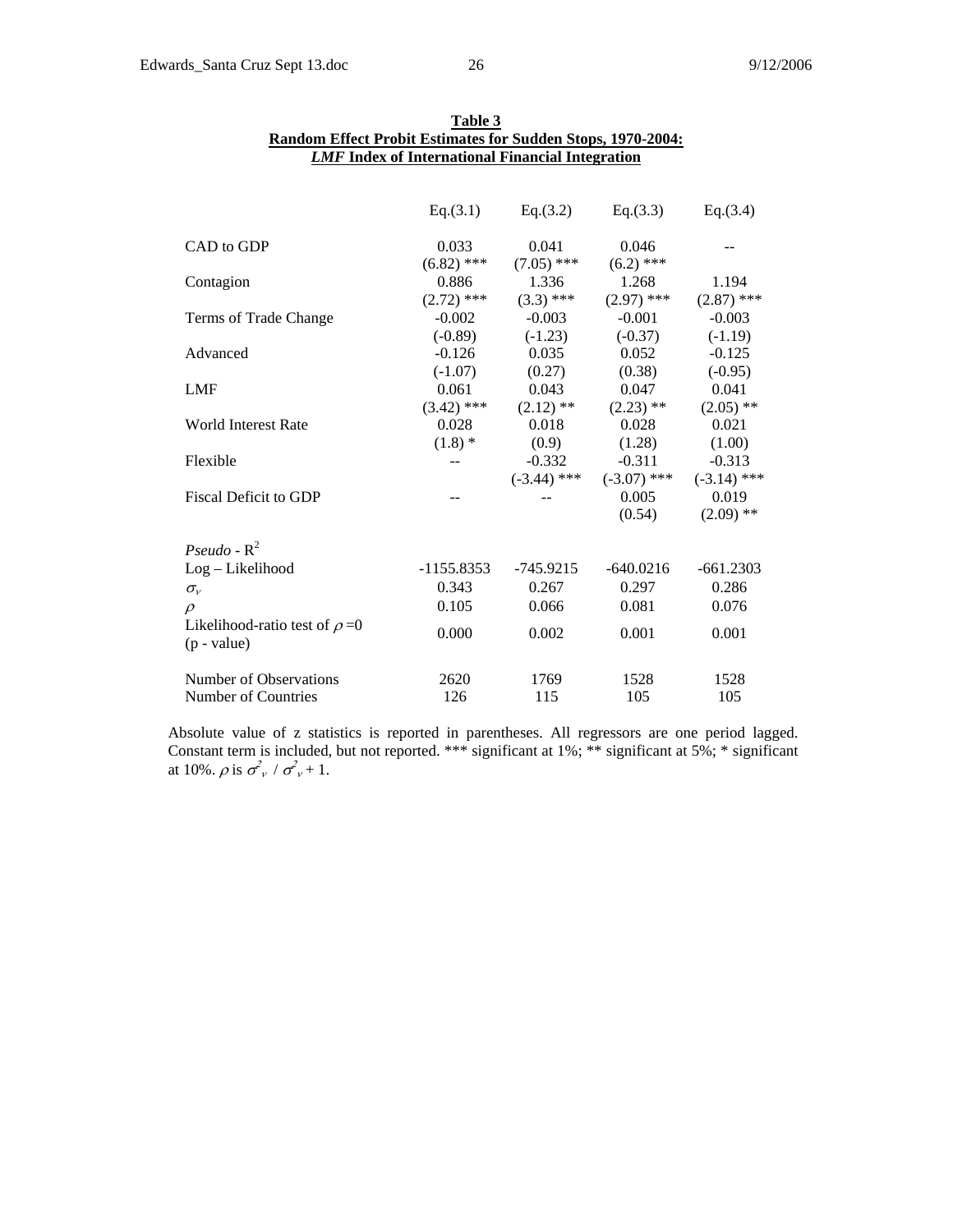**Table 3**
**Random Effect Probit Estimates for Sudden Stops, 1970-2004:**
***LMF* Index of International Financial Integration**

| | Eq.(3.1) | Eq.(3.2) | Eq.(3.3) | Eq.(3.4) |
|---|---|---|---|---|
| CAD to GDP | 0.033 | 0.041 | 0.046 | -- |
| | (6.82) *** | (7.05) *** | (6.2) *** | |
| Contagion | 0.886 | 1.336 | 1.268 | 1.194 |
| | (2.72) *** | (3.3) *** | (2.97) *** | (2.87) *** |
| Terms of Trade Change | -0.002 | -0.003 | -0.001 | -0.003 |
| | (-0.89) | (-1.23) | (-0.37) | (-1.19) |
| Advanced | -0.126 | 0.035 | 0.052 | -0.125 |
| | (-1.07) | (0.27) | (0.38) | (-0.95) |
| LMF | 0.061 | 0.043 | 0.047 | 0.041 |
| | (3.42) *** | (2.12) ** | (2.23) ** | (2.05) ** |
| World Interest Rate | 0.028 | 0.018 | 0.028 | 0.021 |
| | (1.8) * | (0.9) | (1.28) | (1.00) |
| Flexible | -- | -0.332 | -0.311 | -0.313 |
| | | (-3.44) *** | (-3.07) *** | (-3.14) *** |
| Fiscal Deficit to GDP | -- | -- | 0.005 | 0.019 |
| | | | (0.54) | (2.09) ** |
| *Pseudo* - $R^2$ | | | | |
| Log – Likelihood | -1155.8353 | -745.9215 | -640.0216 | -661.2303 |
| $\sigma_v$ | 0.343 | 0.267 | 0.297 | 0.286 |
| $\rho$ | 0.105 | 0.066 | 0.081 | 0.076 |
| Likelihood-ratio test of $\rho$=0 (p - value) | 0.000 | 0.002 | 0.001 | 0.001 |
| Number of Observations | 2620 | 1769 | 1528 | 1528 |
| Number of Countries | 126 | 115 | 105 | 105 |

Absolute value of z statistics is reported in parentheses. All regressors are one period lagged. Constant term is included, but not reported. *** significant at 1%; ** significant at 5%; * significant at 10%. $\rho$ is $\sigma^2_v$ / $\sigma^2_v + 1$.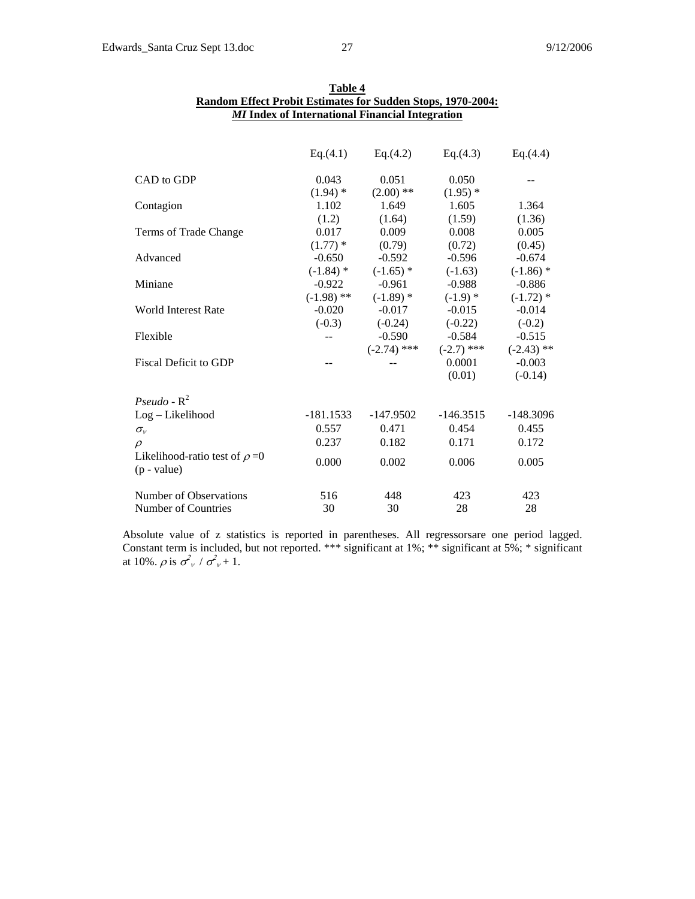**Table 4**
**Random Effect Probit Estimates for Sudden Stops, 1970-2004:**
***MI* Index of International Financial Integration**

| | Eq.(4.1) | Eq.(4.2) | Eq.(4.3) | Eq.(4.4) |
|---|---|---|---|---|
| CAD to GDP | 0.043 | 0.051 | 0.050 | -- |
| | (1.94) * | (2.00) ** | (1.95) * | |
| Contagion | 1.102 | 1.649 | 1.605 | 1.364 |
| | (1.2) | (1.64) | (1.59) | (1.36) |
| Terms of Trade Change | 0.017 | 0.009 | 0.008 | 0.005 |
| | (1.77) * | (0.79) | (0.72) | (0.45) |
| Advanced | -0.650 | -0.592 | -0.596 | -0.674 |
| | (-1.84) * | (-1.65) * | (-1.63) | (-1.86) * |
| Miniane | -0.922 | -0.961 | -0.988 | -0.886 |
| | (-1.98) ** | (-1.89) * | (-1.9) * | (-1.72) * |
| World Interest Rate | -0.020 | -0.017 | -0.015 | -0.014 |
| | (-0.3) | (-0.24) | (-0.22) | (-0.2) |
| Flexible | -- | -0.590 | -0.584 | -0.515 |
| | | (-2.74) *** | (-2.7) *** | (-2.43) ** |
| Fiscal Deficit to GDP | -- | -- | 0.0001 | -0.003 |
| | | | (0.01) | (-0.14) |
| *Pseudo* - $R^2$ | | | | |
| Log – Likelihood | -181.1533 | -147.9502 | -146.3515 | -148.3096 |
| $\sigma_v$ | 0.557 | 0.471 | 0.454 | 0.455 |
| $\rho$ | 0.237 | 0.182 | 0.171 | 0.172 |
| Likelihood-ratio test of $\rho$=0 (p - value) | 0.000 | 0.002 | 0.006 | 0.005 |
| Number of Observations | 516 | 448 | 423 | 423 |
| Number of Countries | 30 | 30 | 28 | 28 |

Absolute value of z statistics is reported in parentheses. All regressorsare one period lagged. Constant term is included, but not reported. *** significant at 1%; ** significant at 5%; * significant at 10%. $\rho$ is $\sigma^2_v$ / $\sigma^2_v + 1$.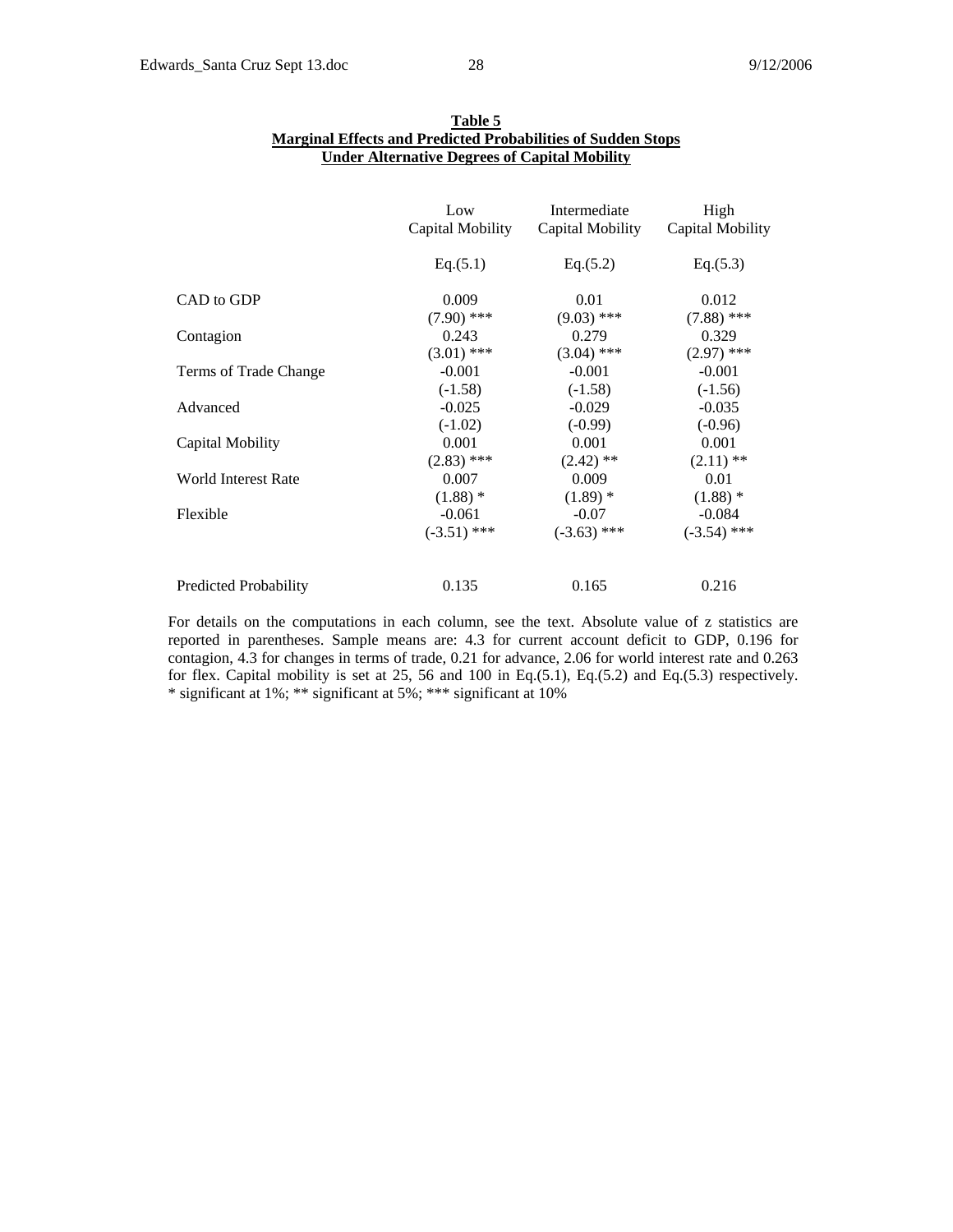**Table 5**
**Marginal Effects and Predicted Probabilities of Sudden Stops**
**Under Alternative Degrees of Capital Mobility**

| | Low Capital Mobility | Intermediate Capital Mobility | High Capital Mobility |
|---|---|---|---|
| | Eq.(5.1) | Eq.(5.2) | Eq.(5.3) |
| CAD to GDP | 0.009 | 0.01 | 0.012 |
| | (7.90) *** | (9.03) *** | (7.88) *** |
| Contagion | 0.243 | 0.279 | 0.329 |
| | (3.01) *** | (3.04) *** | (2.97) *** |
| Terms of Trade Change | -0.001 | -0.001 | -0.001 |
| | (-1.58) | (-1.58) | (-1.56) |
| Advanced | -0.025 | -0.029 | -0.035 |
| | (-1.02) | (-0.99) | (-0.96) |
| Capital Mobility | 0.001 | 0.001 | 0.001 |
| | (2.83) *** | (2.42) ** | (2.11) ** |
| World Interest Rate | 0.007 | 0.009 | 0.01 |
| | (1.88) * | (1.89) * | (1.88) * |
| Flexible | -0.061 | -0.07 | -0.084 |
| | (-3.51) *** | (-3.63) *** | (-3.54) *** |
| Predicted Probability | 0.135 | 0.165 | 0.216 |

For details on the computations in each column, see the text. Absolute value of z statistics are reported in parentheses. Sample means are: 4.3 for current account deficit to GDP, 0.196 for contagion, 4.3 for changes in terms of trade, 0.21 for advance, 2.06 for world interest rate and 0.263 for flex. Capital mobility is set at 25, 56 and 100 in Eq.(5.1), Eq.(5.2) and Eq.(5.3) respectively.
* significant at 1%; ** significant at 5%; *** significant at 10%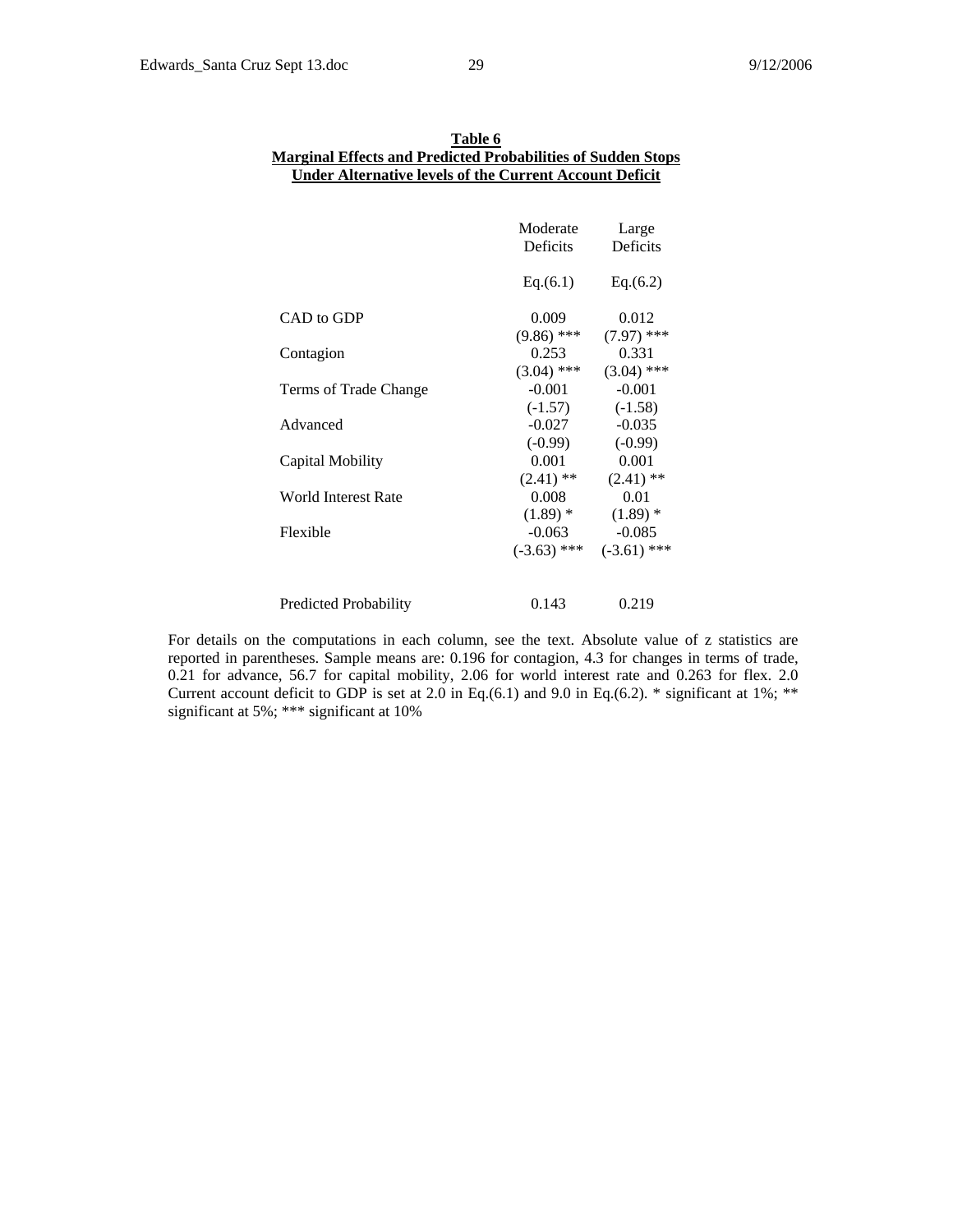**Table 6**
**Marginal Effects and Predicted Probabilities of Sudden Stops Under Alternative levels of the Current Account Deficit**

| | Moderate Deficits | Large Deficits |
|---|---|---|
| | Eq.(6.1) | Eq.(6.2) |
| CAD to GDP | 0.009 | 0.012 |
| | (9.86) *** | (7.97) *** |
| Contagion | 0.253 | 0.331 |
| | (3.04) *** | (3.04) *** |
| Terms of Trade Change | -0.001 | -0.001 |
| | (-1.57) | (-1.58) |
| Advanced | -0.027 | -0.035 |
| | (-0.99) | (-0.99) |
| Capital Mobility | 0.001 | 0.001 |
| | (2.41) ** | (2.41) ** |
| World Interest Rate | 0.008 | 0.01 |
| | (1.89) * | (1.89) * |
| Flexible | -0.063 | -0.085 |
| | (-3.63) *** | (-3.61) *** |
| Predicted Probability | 0.143 | 0.219 |

For details on the computations in each column, see the text. Absolute value of z statistics are reported in parentheses. Sample means are: 0.196 for contagion, 4.3 for changes in terms of trade, 0.21 for advance, 56.7 for capital mobility, 2.06 for world interest rate and 0.263 for flex. 2.0 Current account deficit to GDP is set at 2.0 in Eq.(6.1) and 9.0 in Eq.(6.2). * significant at 1%; ** significant at 5%; *** significant at 10%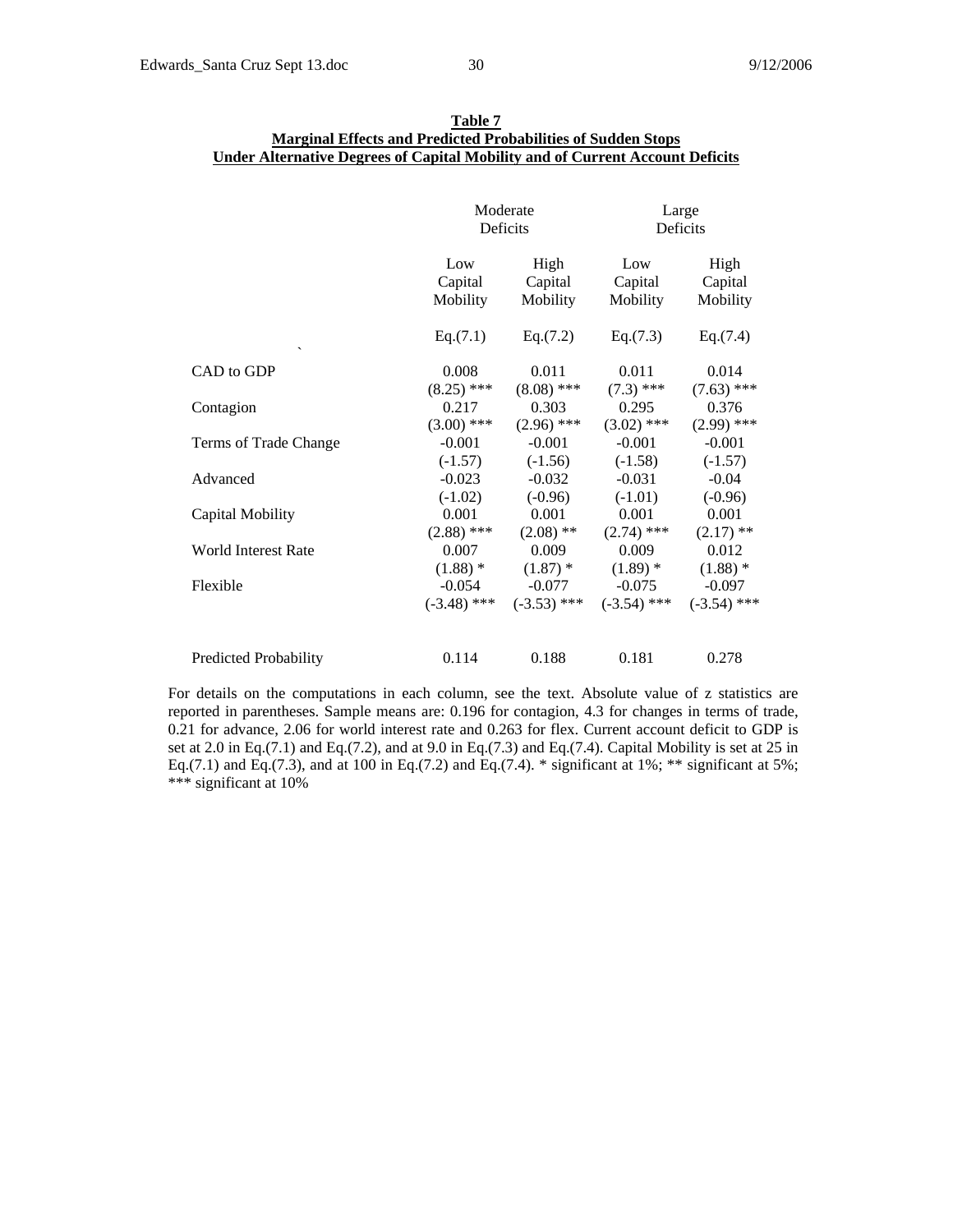**Table 7**
**Marginal Effects and Predicted Probabilities of Sudden Stops**
**Under Alternative Degrees of Capital Mobility and of Current Account Deficits**

| | Moderate Deficits | | Large Deficits | |
|---|---|---|---|---|
| | Low Capital Mobility | High Capital Mobility | Low Capital Mobility | High Capital Mobility |
| | Eq.(7.1) | Eq.(7.2) | Eq.(7.3) | Eq.(7.4) |
| CAD to GDP | 0.008 | 0.011 | 0.011 | 0.014 |
| | (8.25) *** | (8.08) *** | (7.3) *** | (7.63) *** |
| Contagion | 0.217 | 0.303 | 0.295 | 0.376 |
| | (3.00) *** | (2.96) *** | (3.02) *** | (2.99) *** |
| Terms of Trade Change | -0.001 | -0.001 | -0.001 | -0.001 |
| | (-1.57) | (-1.56) | (-1.58) | (-1.57) |
| Advanced | -0.023 | -0.032 | -0.031 | -0.04 |
| | (-1.02) | (-0.96) | (-1.01) | (-0.96) |
| Capital Mobility | 0.001 | 0.001 | 0.001 | 0.001 |
| | (2.88) *** | (2.08) ** | (2.74) *** | (2.17) ** |
| World Interest Rate | 0.007 | 0.009 | 0.009 | 0.012 |
| | (1.88) * | (1.87) * | (1.89) * | (1.88) * |
| Flexible | -0.054 | -0.077 | -0.075 | -0.097 |
| | (-3.48) *** | (-3.53) *** | (-3.54) *** | (-3.54) *** |
| Predicted Probability | 0.114 | 0.188 | 0.181 | 0.278 |

For details on the computations in each column, see the text. Absolute value of z statistics are reported in parentheses. Sample means are: 0.196 for contagion, 4.3 for changes in terms of trade, 0.21 for advance, 2.06 for world interest rate and 0.263 for flex. Current account deficit to GDP is set at 2.0 in Eq.(7.1) and Eq.(7.2), and at 9.0 in Eq.(7.3) and Eq.(7.4). Capital Mobility is set at 25 in Eq.(7.1) and Eq.(7.3), and at 100 in Eq.(7.2) and Eq.(7.4). * significant at 1%; ** significant at 5%; *** significant at 10%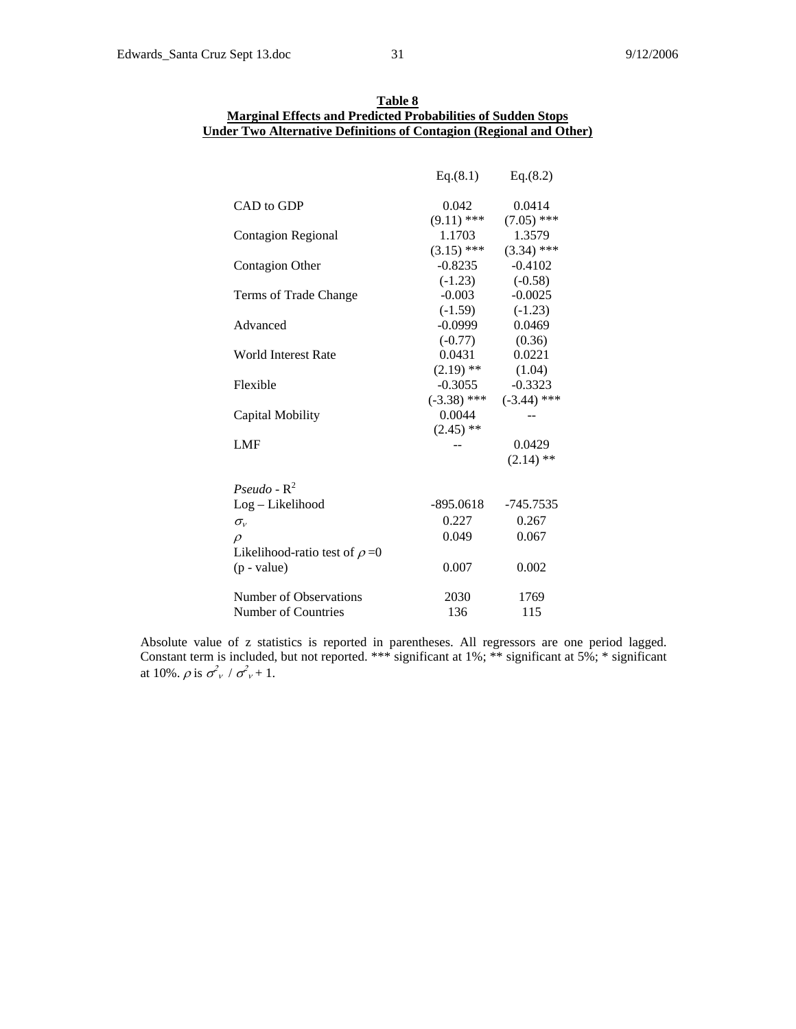**Table 8**
**Marginal Effects and Predicted Probabilities of Sudden Stops Under Two Alternative Definitions of Contagion (Regional and Other)**

| | Eq.(8.1) | Eq.(8.2) |
|---|---|---|
| CAD to GDP | 0.042 | 0.0414 |
| | (9.11) *** | (7.05) *** |
| Contagion Regional | 1.1703 | 1.3579 |
| | (3.15) *** | (3.34) *** |
| Contagion Other | -0.8235 | -0.4102 |
| | (-1.23) | (-0.58) |
| Terms of Trade Change | -0.003 | -0.0025 |
| | (-1.59) | (-1.23) |
| Advanced | -0.0999 | 0.0469 |
| | (-0.77) | (0.36) |
| World Interest Rate | 0.0431 | 0.0221 |
| | (2.19) ** | (1.04) |
| Flexible | -0.3055 | -0.3323 |
| | (-3.38) *** | (-3.44) *** |
| Capital Mobility | 0.0044 | -- |
| | (2.45) ** | |
| LMF | -- | 0.0429 |
| | | (2.14) ** |
| *Pseudo* - $R^2$ | | |
| Log – Likelihood | -895.0618 | -745.7535 |
| $\sigma_v$ | 0.227 | 0.267 |
| $\rho$ | 0.049 | 0.067 |
| Likelihood-ratio test of $\rho$ =0 (p - value) | 0.007 | 0.002 |
| Number of Observations | 2030 | 1769 |
| Number of Countries | 136 | 115 |

Absolute value of z statistics is reported in parentheses. All regressors are one period lagged. Constant term is included, but not reported. *** significant at 1%; ** significant at 5%; * significant at 10%. $\rho$ is $\sigma^2_v$ / $\sigma^2_v + 1$.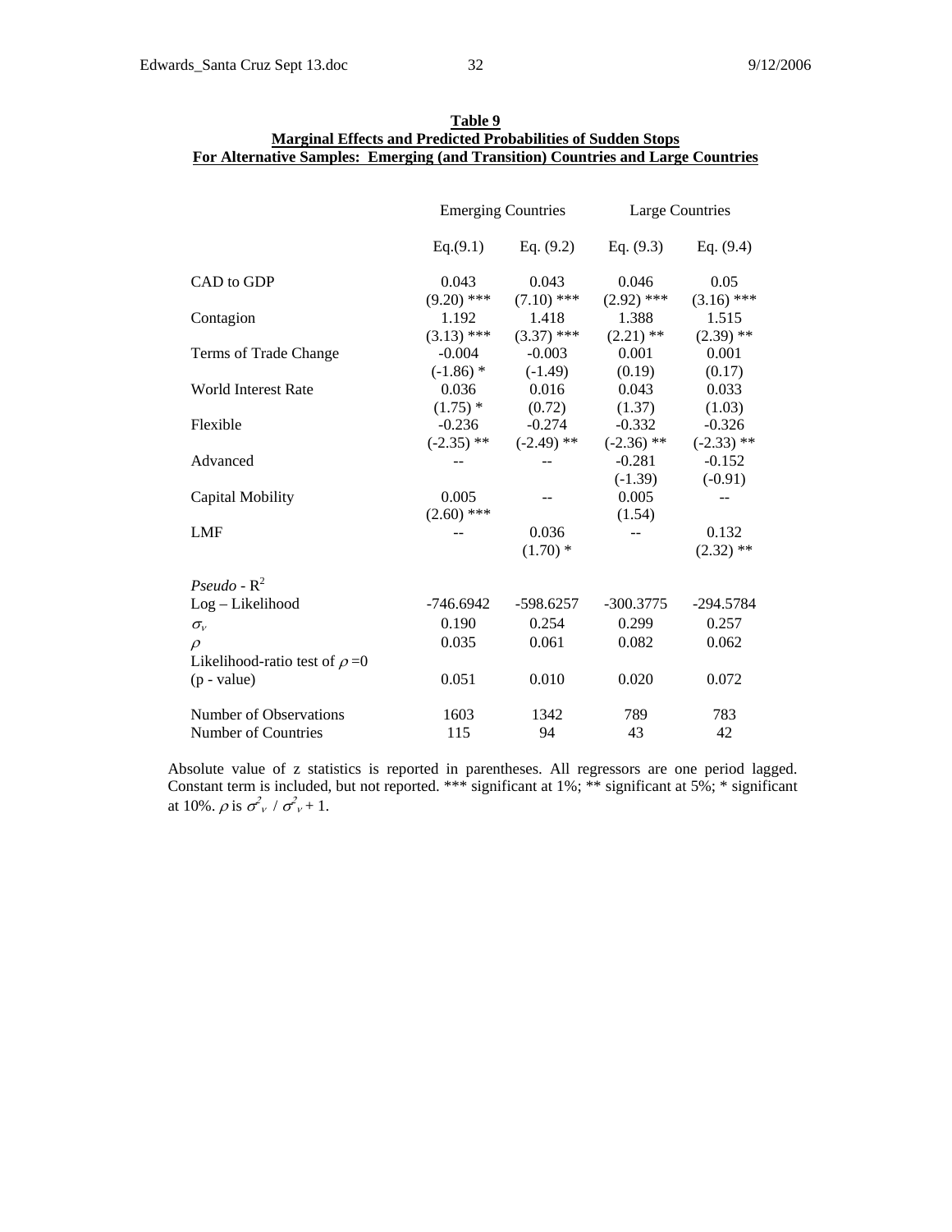**Table 9**
**Marginal Effects and Predicted Probabilities of Sudden Stops**
**For Alternative Samples: Emerging (and Transition) Countries and Large Countries**

| | Emerging Countries | | Large Countries | |
|---|---|---|---|---|
| | Eq.(9.1) | Eq. (9.2) | Eq. (9.3) | Eq. (9.4) |
| CAD to GDP | 0.043 | 0.043 | 0.046 | 0.05 |
| | (9.20) *** | (7.10) *** | (2.92) *** | (3.16) *** |
| Contagion | 1.192 | 1.418 | 1.388 | 1.515 |
| | (3.13) *** | (3.37) *** | (2.21) ** | (2.39) ** |
| Terms of Trade Change | -0.004 | -0.003 | 0.001 | 0.001 |
| | (-1.86) * | (-1.49) | (0.19) | (0.17) |
| World Interest Rate | 0.036 | 0.016 | 0.043 | 0.033 |
| | (1.75) * | (0.72) | (1.37) | (1.03) |
| Flexible | -0.236 | -0.274 | -0.332 | -0.326 |
| | (-2.35) ** | (-2.49) ** | (-2.36) ** | (-2.33) ** |
| Advanced | -- | -- | -0.281 | -0.152 |
| | | | (-1.39) | (-0.91) |
| Capital Mobility | 0.005 | -- | 0.005 | -- |
| | (2.60) *** | | (1.54) | |
| LMF | -- | 0.036 | -- | 0.132 |
| | | (1.70) * | | (2.32) ** |
| *Pseudo* - $R^2$ | | | | |
| Log – Likelihood | -746.6942 | -598.6257 | -300.3775 | -294.5784 |
| $\sigma_\nu$ | 0.190 | 0.254 | 0.299 | 0.257 |
| $\rho$ | 0.035 | 0.061 | 0.082 | 0.062 |
| Likelihood-ratio test of $\rho = 0$ (p - value) | 0.051 | 0.010 | 0.020 | 0.072 |
| Number of Observations | 1603 | 1342 | 789 | 783 |
| Number of Countries | 115 | 94 | 43 | 42 |

Absolute value of z statistics is reported in parentheses. All regressors are one period lagged. Constant term is included, but not reported. *** significant at 1%; ** significant at 5%; * significant at 10%. $\rho$ is $\sigma^2_\nu$ / $\sigma^2_\nu + 1$.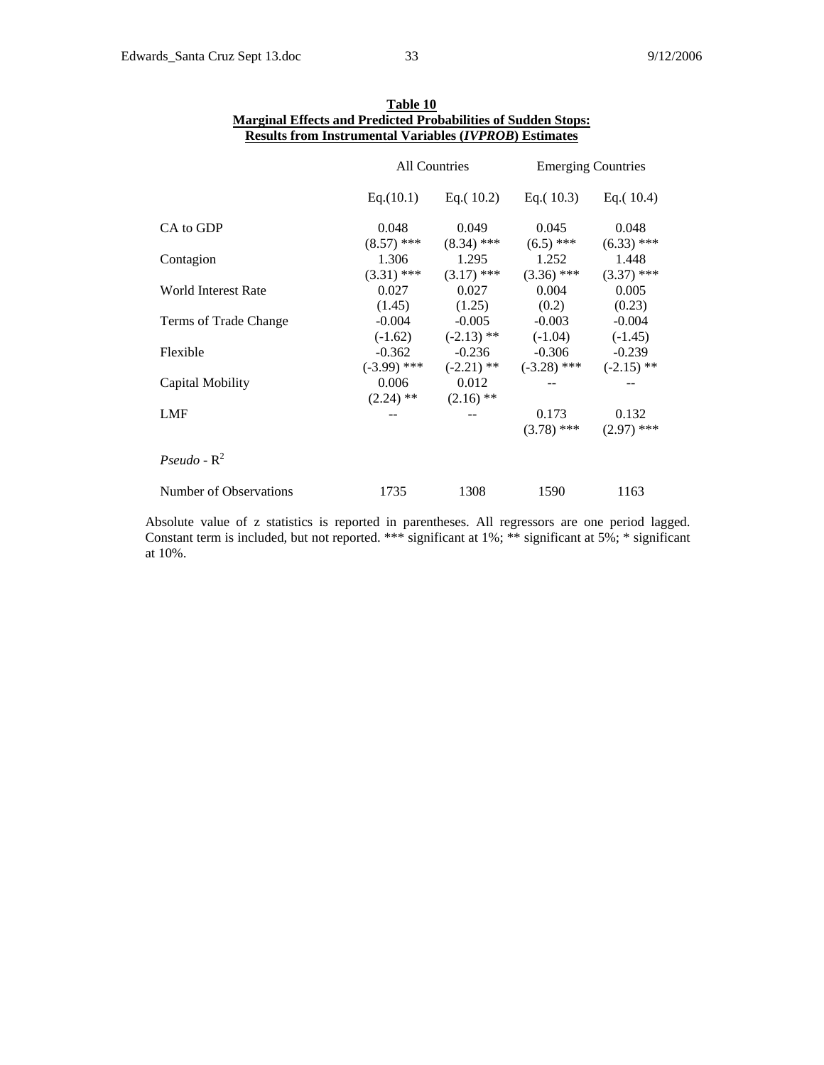**Table 10**
**Marginal Effects and Predicted Probabilities of Sudden Stops:**
**Results from Instrumental Variables (*IVPROB*) Estimates**

| | All Countries | | Emerging Countries | |
|---|---|---|---|---|
| | Eq.(10.1) | Eq.( 10.2) | Eq.( 10.3) | Eq.( 10.4) |
| CA to GDP | 0.048 | 0.049 | 0.045 | 0.048 |
| | (8.57) *** | (8.34) *** | (6.5) *** | (6.33) *** |
| Contagion | 1.306 | 1.295 | 1.252 | 1.448 |
| | (3.31) *** | (3.17) *** | (3.36) *** | (3.37) *** |
| World Interest Rate | 0.027 | 0.027 | 0.004 | 0.005 |
| | (1.45) | (1.25) | (0.2) | (0.23) |
| Terms of Trade Change | -0.004 | -0.005 | -0.003 | -0.004 |
| | (-1.62) | (-2.13) ** | (-1.04) | (-1.45) |
| Flexible | -0.362 | -0.236 | -0.306 | -0.239 |
| | (-3.99) *** | (-2.21) ** | (-3.28) *** | (-2.15) ** |
| Capital Mobility | 0.006 | 0.012 | -- | -- |
| | (2.24) ** | (2.16) ** | | |
| LMF | -- | -- | 0.173 | 0.132 |
| | | | (3.78) *** | (2.97) *** |
| *Pseudo* - $R^2$ | | | | |
| Number of Observations | 1735 | 1308 | 1590 | 1163 |

Absolute value of z statistics is reported in parentheses. All regressors are one period lagged. Constant term is included, but not reported. *** significant at 1%; ** significant at 5%; * significant at 10%.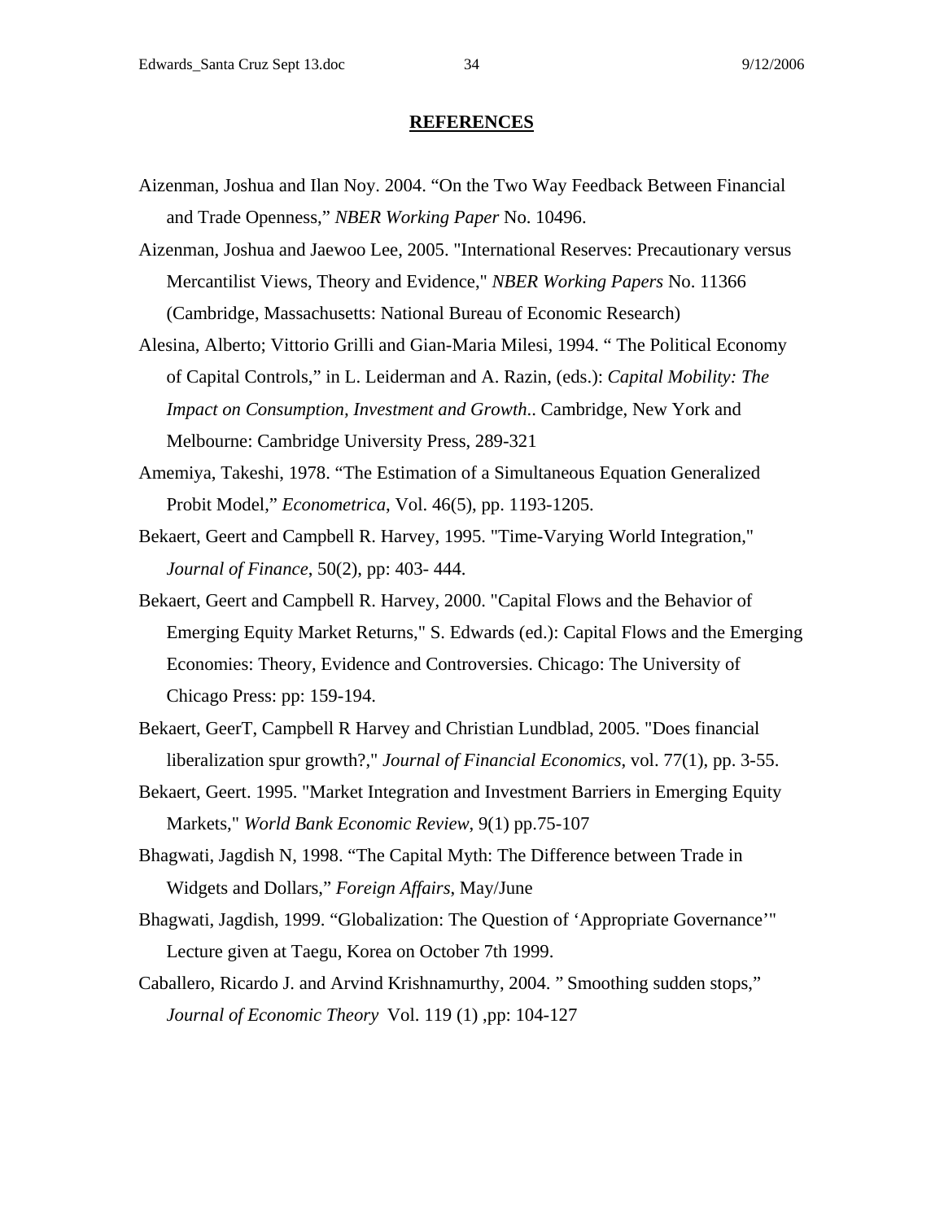## REFERENCES

Aizenman, Joshua and Ilan Noy. 2004. "On the Two Way Feedback Between Financial and Trade Openness," *NBER Working Paper* No. 10496.

Aizenman, Joshua and Jaewoo Lee, 2005. "International Reserves: Precautionary versus Mercantilist Views, Theory and Evidence," *NBER Working Papers* No. 11366 (Cambridge, Massachusetts: National Bureau of Economic Research)

Alesina, Alberto; Vittorio Grilli and Gian-Maria Milesi, 1994. " The Political Economy of Capital Controls," in L. Leiderman and A. Razin, (eds.): *Capital Mobility: The Impact on Consumption, Investment and Growth*.. Cambridge, New York and Melbourne: Cambridge University Press, 289-321

Amemiya, Takeshi, 1978. "The Estimation of a Simultaneous Equation Generalized Probit Model," *Econometrica*, Vol. 46(5), pp. 1193-1205.

Bekaert, Geert and Campbell R. Harvey, 1995. "Time-Varying World Integration," *Journal of Finance*, 50(2), pp: 403- 444.

Bekaert, Geert and Campbell R. Harvey, 2000. "Capital Flows and the Behavior of Emerging Equity Market Returns," S. Edwards (ed.): Capital Flows and the Emerging Economies: Theory, Evidence and Controversies. Chicago: The University of Chicago Press: pp: 159-194.

Bekaert, GeerT, Campbell R Harvey and Christian Lundblad, 2005. "Does financial liberalization spur growth?," *Journal of Financial Economics*, vol. 77(1), pp. 3-55.

Bekaert, Geert. 1995. "Market Integration and Investment Barriers in Emerging Equity Markets," *World Bank Economic Review*, 9(1) pp.75-107

Bhagwati, Jagdish N, 1998. "The Capital Myth: The Difference between Trade in Widgets and Dollars," *Foreign Affairs*, May/June

Bhagwati, Jagdish, 1999. "Globalization: The Question of 'Appropriate Governance'" Lecture given at Taegu, Korea on October 7th 1999.

Caballero, Ricardo J. and Arvind Krishnamurthy, 2004. " Smoothing sudden stops," *Journal of Economic Theory* Vol. 119 (1) ,pp: 104-127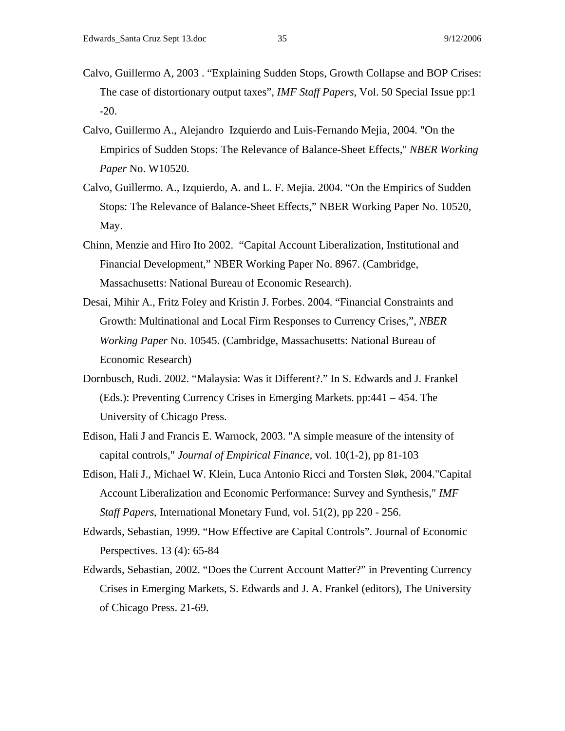Calvo, Guillermo A, 2003 . "Explaining Sudden Stops, Growth Collapse and BOP Crises: The case of distortionary output taxes", *IMF Staff Papers*, Vol. 50 Special Issue pp:1 -20.

Calvo, Guillermo A., Alejandro Izquierdo and Luis-Fernando Mejia, 2004. "On the Empirics of Sudden Stops: The Relevance of Balance-Sheet Effects," *NBER Working Paper* No. W10520.

Calvo, Guillermo. A., Izquierdo, A. and L. F. Mejia. 2004. "On the Empirics of Sudden Stops: The Relevance of Balance-Sheet Effects," NBER Working Paper No. 10520, May.

Chinn, Menzie and Hiro Ito 2002. "Capital Account Liberalization, Institutional and Financial Development," NBER Working Paper No. 8967. (Cambridge, Massachusetts: National Bureau of Economic Research).

Desai, Mihir A., Fritz Foley and Kristin J. Forbes. 2004. "Financial Constraints and Growth: Multinational and Local Firm Responses to Currency Crises,", *NBER Working Paper* No. 10545. (Cambridge, Massachusetts: National Bureau of Economic Research)

Dornbusch, Rudi. 2002. "Malaysia: Was it Different?." In S. Edwards and J. Frankel (Eds.): Preventing Currency Crises in Emerging Markets. pp:441 – 454. The University of Chicago Press.

Edison, Hali J and Francis E. Warnock, 2003. "A simple measure of the intensity of capital controls," *Journal of Empirical Finance*, vol. 10(1-2), pp 81-103

Edison, Hali J., Michael W. Klein, Luca Antonio Ricci and Torsten Sløk, 2004."Capital Account Liberalization and Economic Performance: Survey and Synthesis," *IMF Staff Papers*, International Monetary Fund, vol. 51(2), pp 220 - 256.

Edwards, Sebastian, 1999. "How Effective are Capital Controls". Journal of Economic Perspectives. 13 (4): 65-84

Edwards, Sebastian, 2002. "Does the Current Account Matter?" in Preventing Currency Crises in Emerging Markets, S. Edwards and J. A. Frankel (editors), The University of Chicago Press. 21-69.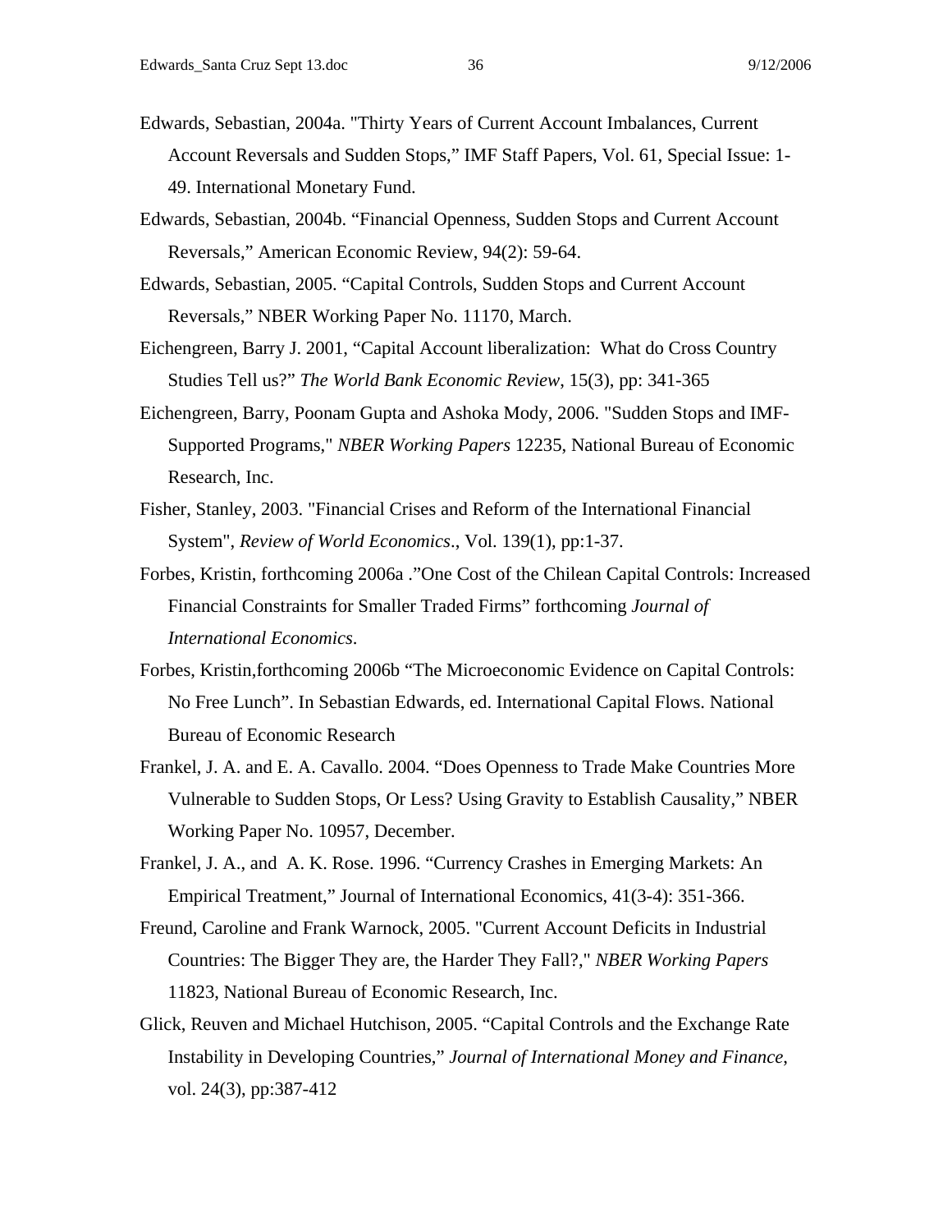Edwards, Sebastian, 2004a. "Thirty Years of Current Account Imbalances, Current Account Reversals and Sudden Stops," IMF Staff Papers, Vol. 61, Special Issue: 1-49. International Monetary Fund.

Edwards, Sebastian, 2004b. "Financial Openness, Sudden Stops and Current Account Reversals," American Economic Review, 94(2): 59-64.

Edwards, Sebastian, 2005. "Capital Controls, Sudden Stops and Current Account Reversals," NBER Working Paper No. 11170, March.

Eichengreen, Barry J. 2001, "Capital Account liberalization: What do Cross Country Studies Tell us?" *The World Bank Economic Review*, 15(3), pp: 341-365

Eichengreen, Barry, Poonam Gupta and Ashoka Mody, 2006. "Sudden Stops and IMF-Supported Programs," *NBER Working Papers* 12235, National Bureau of Economic Research, Inc.

Fisher, Stanley, 2003. "Financial Crises and Reform of the International Financial System", *Review of World Economics*., Vol. 139(1), pp:1-37.

Forbes, Kristin, forthcoming 2006a ."One Cost of the Chilean Capital Controls: Increased Financial Constraints for Smaller Traded Firms" forthcoming *Journal of International Economics*.

Forbes, Kristin,forthcoming 2006b "The Microeconomic Evidence on Capital Controls: No Free Lunch". In Sebastian Edwards, ed. International Capital Flows. National Bureau of Economic Research

Frankel, J. A. and E. A. Cavallo. 2004. "Does Openness to Trade Make Countries More Vulnerable to Sudden Stops, Or Less? Using Gravity to Establish Causality," NBER Working Paper No. 10957, December.

Frankel, J. A., and A. K. Rose. 1996. "Currency Crashes in Emerging Markets: An Empirical Treatment," Journal of International Economics, 41(3-4): 351-366.

Freund, Caroline and Frank Warnock, 2005. "Current Account Deficits in Industrial Countries: The Bigger They are, the Harder They Fall?," *NBER Working Papers* 11823, National Bureau of Economic Research, Inc.

Glick, Reuven and Michael Hutchison, 2005. "Capital Controls and the Exchange Rate Instability in Developing Countries," *Journal of International Money and Finance*, vol. 24(3), pp:387-412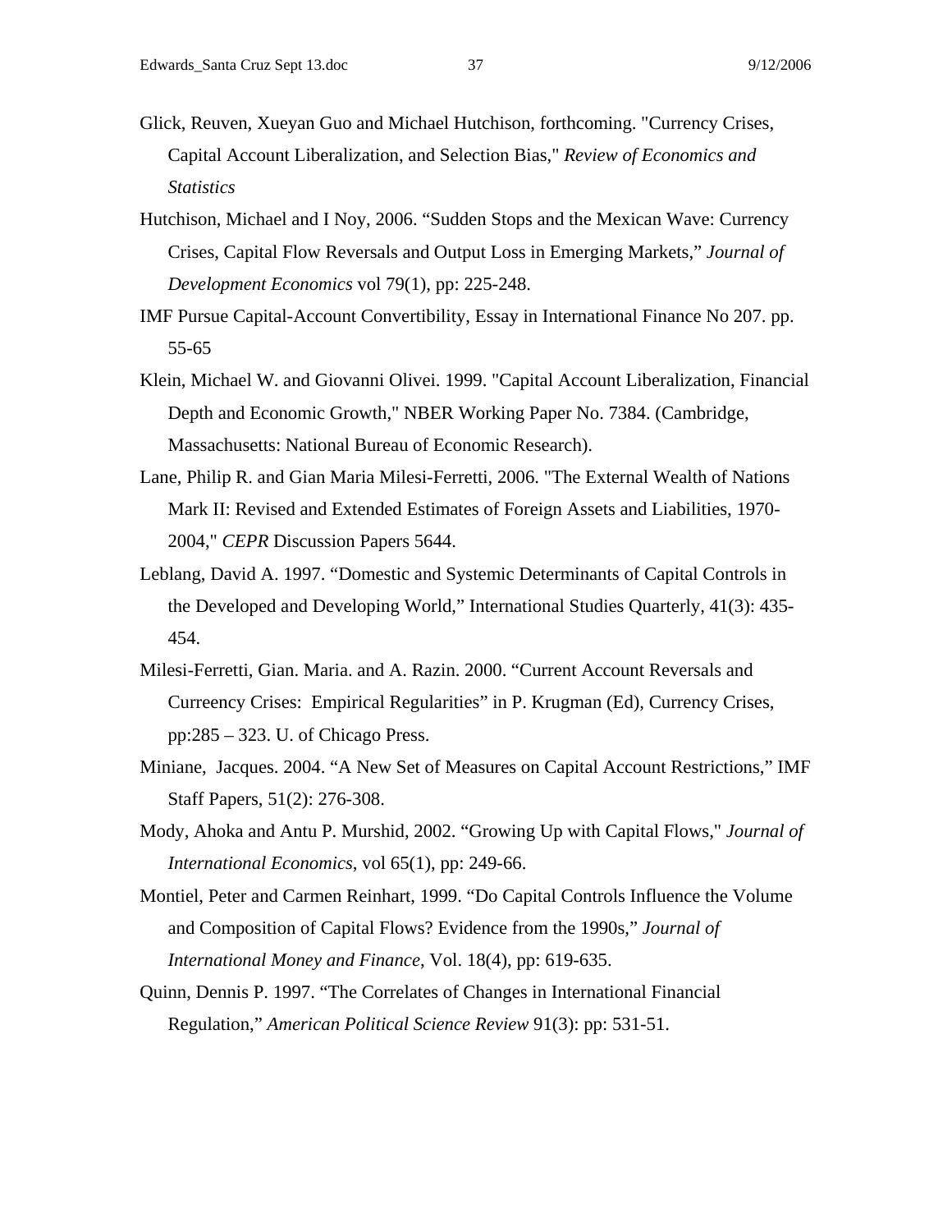Glick, Reuven, Xueyan Guo and Michael Hutchison, forthcoming. "Currency Crises, Capital Account Liberalization, and Selection Bias," *Review of Economics and Statistics*

Hutchison, Michael and I Noy, 2006. "Sudden Stops and the Mexican Wave: Currency Crises, Capital Flow Reversals and Output Loss in Emerging Markets," *Journal of Development Economics* vol 79(1), pp: 225-248.

IMF Pursue Capital-Account Convertibility, Essay in International Finance No 207. pp. 55-65

Klein, Michael W. and Giovanni Olivei. 1999. "Capital Account Liberalization, Financial Depth and Economic Growth," NBER Working Paper No. 7384. (Cambridge, Massachusetts: National Bureau of Economic Research).

Lane, Philip R. and Gian Maria Milesi-Ferretti, 2006. "The External Wealth of Nations Mark II: Revised and Extended Estimates of Foreign Assets and Liabilities, 1970-2004," *CEPR* Discussion Papers 5644.

Leblang, David A. 1997. "Domestic and Systemic Determinants of Capital Controls in the Developed and Developing World," International Studies Quarterly, 41(3): 435-454.

Milesi-Ferretti, Gian. Maria. and A. Razin. 2000. "Current Account Reversals and Curreency Crises: Empirical Regularities" in P. Krugman (Ed), Currency Crises, pp:285 – 323. U. of Chicago Press.

Miniane, Jacques. 2004. "A New Set of Measures on Capital Account Restrictions," IMF Staff Papers, 51(2): 276-308.

Mody, Ahoka and Antu P. Murshid, 2002. "Growing Up with Capital Flows," *Journal of International Economics*, vol 65(1), pp: 249-66.

Montiel, Peter and Carmen Reinhart, 1999. "Do Capital Controls Influence the Volume and Composition of Capital Flows? Evidence from the 1990s," *Journal of International Money and Finance*, Vol. 18(4), pp: 619-635.

Quinn, Dennis P. 1997. "The Correlates of Changes in International Financial Regulation," *American Political Science Review* 91(3): pp: 531-51.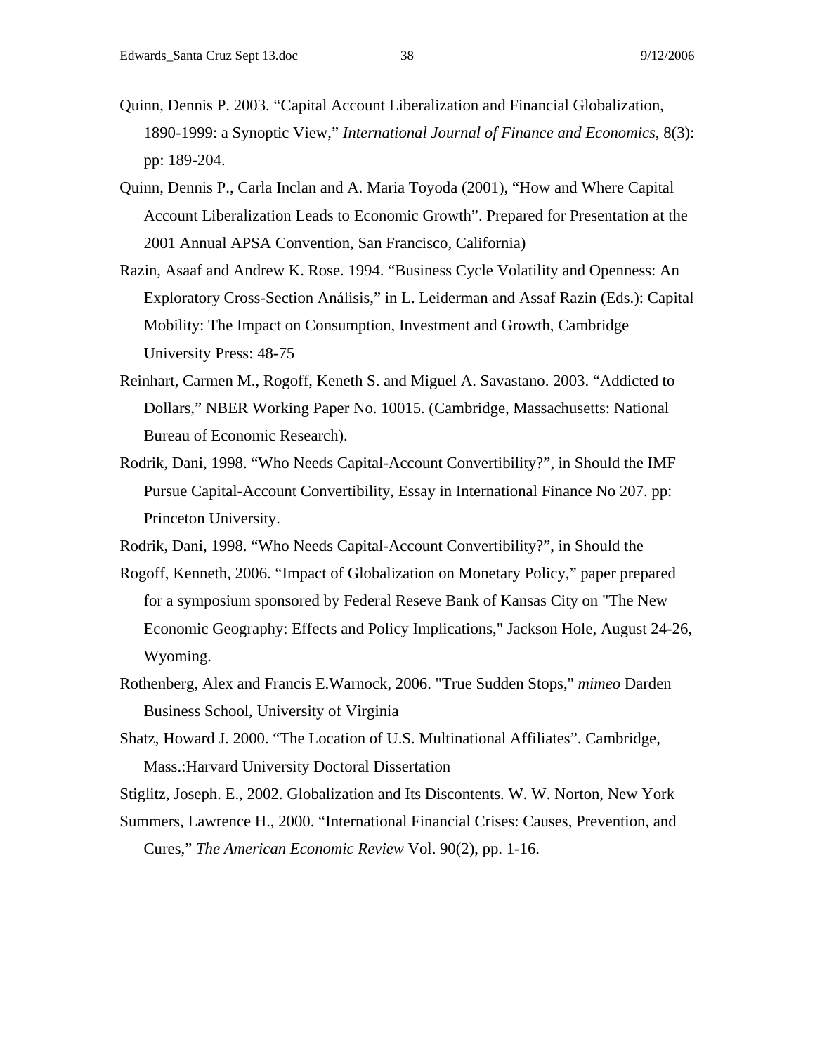Quinn, Dennis P. 2003. “Capital Account Liberalization and Financial Globalization, 1890-1999: a Synoptic View,” *International Journal of Finance and Economics*, 8(3): pp: 189-204.

Quinn, Dennis P., Carla Inclan and A. Maria Toyoda (2001), “How and Where Capital Account Liberalization Leads to Economic Growth”. Prepared for Presentation at the 2001 Annual APSA Convention, San Francisco, California)

Razin, Asaaf and Andrew K. Rose. 1994. “Business Cycle Volatility and Openness: An Exploratory Cross-Section Análisis,” in L. Leiderman and Assaf Razin (Eds.): Capital Mobility: The Impact on Consumption, Investment and Growth, Cambridge University Press: 48-75

Reinhart, Carmen M., Rogoff, Keneth S. and Miguel A. Savastano. 2003. “Addicted to Dollars,” NBER Working Paper No. 10015. (Cambridge, Massachusetts: National Bureau of Economic Research).

Rodrik, Dani, 1998. “Who Needs Capital-Account Convertibility?”, in Should the IMF Pursue Capital-Account Convertibility, Essay in International Finance No 207. pp: Princeton University.

Rodrik, Dani, 1998. “Who Needs Capital-Account Convertibility?”, in Should the

Rogoff, Kenneth, 2006. “Impact of Globalization on Monetary Policy,” paper prepared for a symposium sponsored by Federal Reseve Bank of Kansas City on "The New Economic Geography: Effects and Policy Implications," Jackson Hole, August 24-26, Wyoming.

Rothenberg, Alex and Francis E.Warnock, 2006. "True Sudden Stops," *mimeo* Darden Business School, University of Virginia

Shatz, Howard J. 2000. “The Location of U.S. Multinational Affiliates”. Cambridge, Mass.:Harvard University Doctoral Dissertation

Stiglitz, Joseph. E., 2002. Globalization and Its Discontents. W. W. Norton, New York

Summers, Lawrence H., 2000. “International Financial Crises: Causes, Prevention, and Cures,” *The American Economic Review* Vol. 90(2), pp. 1-16.